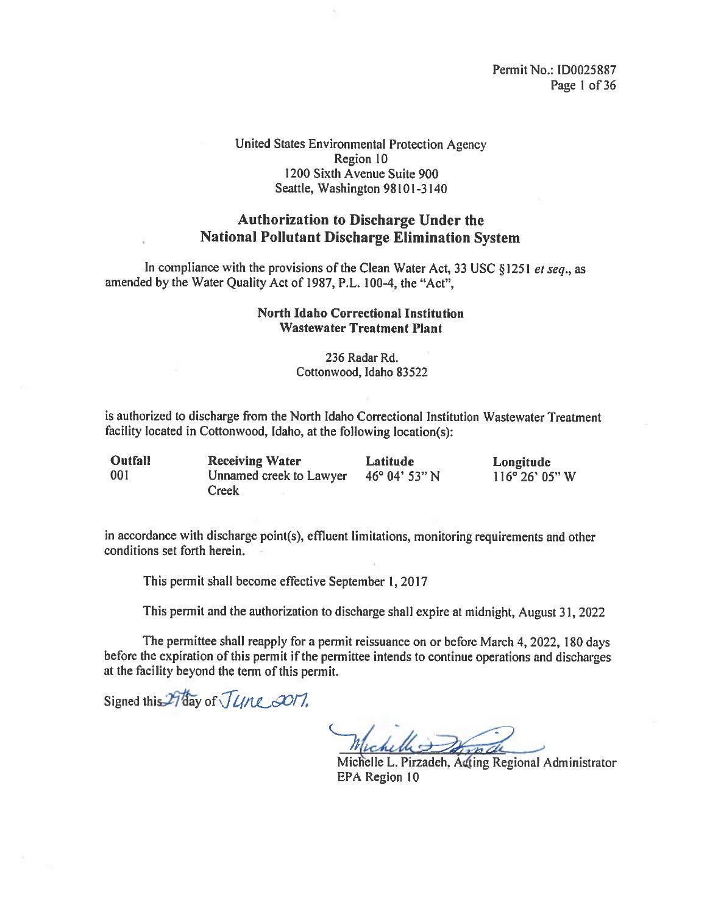United States Environmental Protection Agency
Region 10
1200 Sixth Avenue Suite 900
Seattle, Washington 98101-3140

## Authorization to Discharge Under the National Pollutant Discharge Elimination System

In compliance with the provisions of the Clean Water Act, 33 USC §1251 *et seq.*, as amended by the Water Quality Act of 1987, P.L. 100-4, the "Act",

**North Idaho Correctional Institution**
**Wastewater Treatment Plant**

236 Radar Rd.
Cottonwood, Idaho 83522

is authorized to discharge from the North Idaho Correctional Institution Wastewater Treatment facility located in Cottonwood, Idaho, at the following location(s):

| Outfall | Receiving Water | Latitude | Longitude |
|---|---|---|---|
| 001 | Unnamed creek to Lawyer Creek | 46° 04' 53" N | 116° 26' 05" W |

in accordance with discharge point(s), effluent limitations, monitoring requirements and other conditions set forth herein.

This permit shall become effective September 1, 2017

This permit and the authorization to discharge shall expire at midnight, August 31, 2022

The permittee shall reapply for a permit reissuance on or before March 4, 2022, 180 days before the expiration of this permit if the permittee intends to continue operations and discharges at the facility beyond the term of this permit.

Signed this 29th day of June 2017.

Michelle L. Pirzadeh, Acting Regional Administrator
EPA Region 10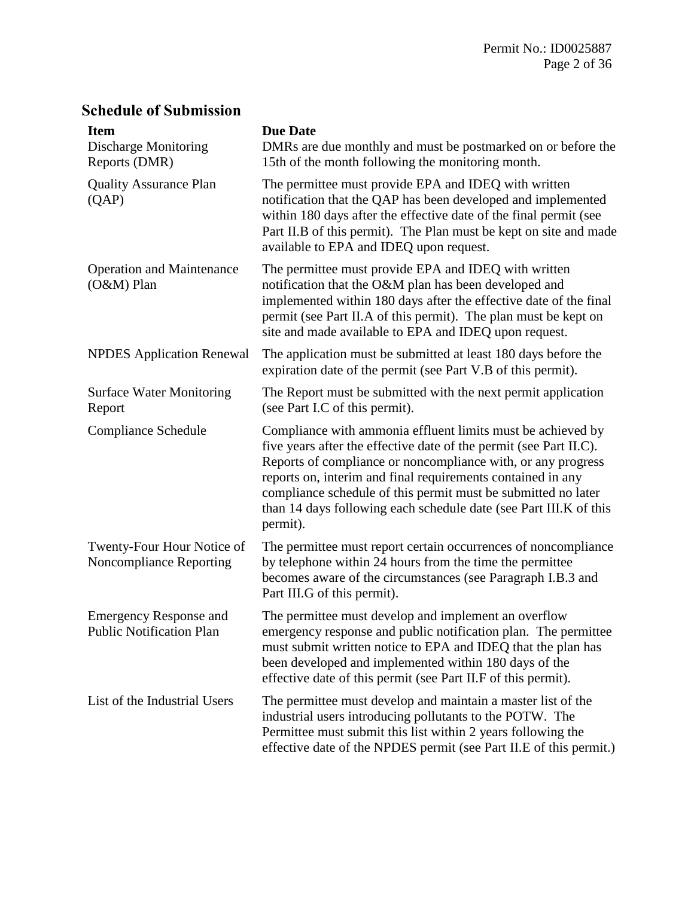## Schedule of Submission

| Item | Due Date |
| --- | --- |
| Discharge Monitoring Reports (DMR) | DMRs are due monthly and must be postmarked on or before the 15th of the month following the monitoring month. |
| Quality Assurance Plan (QAP) | The permittee must provide EPA and IDEQ with written notification that the QAP has been developed and implemented within 180 days after the effective date of the final permit (see Part II.B of this permit). The Plan must be kept on site and made available to EPA and IDEQ upon request. |
| Operation and Maintenance (O&M) Plan | The permittee must provide EPA and IDEQ with written notification that the O&M plan has been developed and implemented within 180 days after the effective date of the final permit (see Part II.A of this permit). The plan must be kept on site and made available to EPA and IDEQ upon request. |
| NPDES Application Renewal | The application must be submitted at least 180 days before the expiration date of the permit (see Part V.B of this permit). |
| Surface Water Monitoring Report | The Report must be submitted with the next permit application (see Part I.C of this permit). |
| Compliance Schedule | Compliance with ammonia effluent limits must be achieved by five years after the effective date of the permit (see Part II.C). Reports of compliance or noncompliance with, or any progress reports on, interim and final requirements contained in any compliance schedule of this permit must be submitted no later than 14 days following each schedule date (see Part III.K of this permit). |
| Twenty-Four Hour Notice of Noncompliance Reporting | The permittee must report certain occurrences of noncompliance by telephone within 24 hours from the time the permittee becomes aware of the circumstances (see Paragraph I.B.3 and Part III.G of this permit). |
| Emergency Response and Public Notification Plan | The permittee must develop and implement an overflow emergency response and public notification plan. The permittee must submit written notice to EPA and IDEQ that the plan has been developed and implemented within 180 days of the effective date of this permit (see Part II.F of this permit). |
| List of the Industrial Users | The permittee must develop and maintain a master list of the industrial users introducing pollutants to the POTW. The Permittee must submit this list within 2 years following the effective date of the NPDES permit (see Part II.E of this permit.) |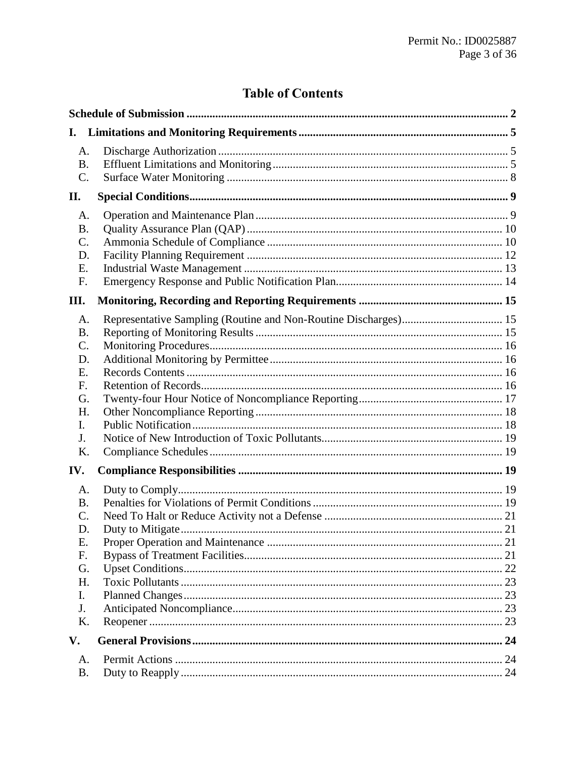# Table of Contents

**Schedule of Submission** ..... 2

**I. Limitations and Monitoring Requirements** ..... 5

- A. Discharge Authorization ..... 5
- B. Effluent Limitations and Monitoring ..... 5
- C. Surface Water Monitoring ..... 8

**II. Special Conditions** ..... 9

- A. Operation and Maintenance Plan ..... 9
- B. Quality Assurance Plan (QAP) ..... 10
- C. Ammonia Schedule of Compliance ..... 10
- D. Facility Planning Requirement ..... 12
- E. Industrial Waste Management ..... 13
- F. Emergency Response and Public Notification Plan ..... 14

**III. Monitoring, Recording and Reporting Requirements** ..... 15

- A. Representative Sampling (Routine and Non-Routine Discharges) ..... 15
- B. Reporting of Monitoring Results ..... 15
- C. Monitoring Procedures ..... 16
- D. Additional Monitoring by Permittee ..... 16
- E. Records Contents ..... 16
- F. Retention of Records ..... 16
- G. Twenty-four Hour Notice of Noncompliance Reporting ..... 17
- H. Other Noncompliance Reporting ..... 18
- I. Public Notification ..... 18
- J. Notice of New Introduction of Toxic Pollutants ..... 19
- K. Compliance Schedules ..... 19

**IV. Compliance Responsibilities** ..... 19

- A. Duty to Comply ..... 19
- B. Penalties for Violations of Permit Conditions ..... 19
- C. Need To Halt or Reduce Activity not a Defense ..... 21
- D. Duty to Mitigate ..... 21
- E. Proper Operation and Maintenance ..... 21
- F. Bypass of Treatment Facilities ..... 21
- G. Upset Conditions ..... 22
- H. Toxic Pollutants ..... 23
- I. Planned Changes ..... 23
- J. Anticipated Noncompliance ..... 23
- K. Reopener ..... 23

**V. General Provisions** ..... 24

- A. Permit Actions ..... 24
- B. Duty to Reapply ..... 24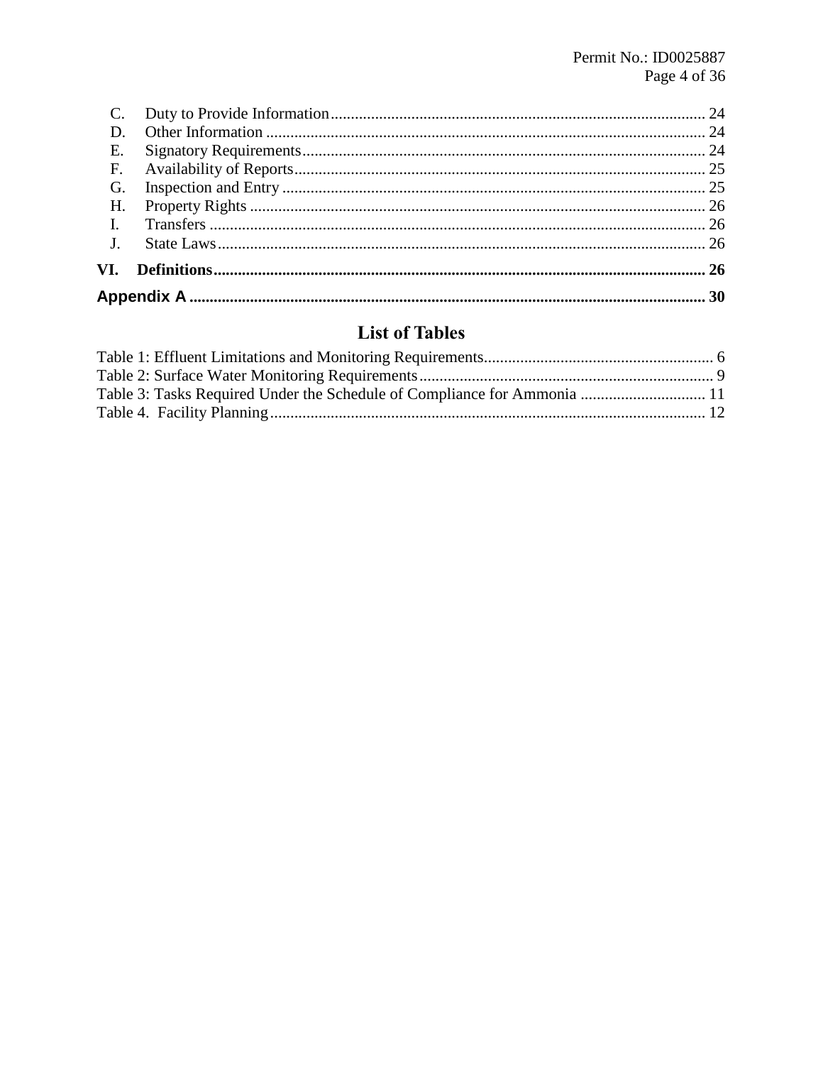C. Duty to Provide Information ........ 24
D. Other Information ........ 24
E. Signatory Requirements ........ 24
F. Availability of Reports ........ 25
G. Inspection and Entry ........ 25
H. Property Rights ........ 26
I. Transfers ........ 26
J. State Laws ........ 26

**VI. Definitions ........ 26**

**Appendix A ........ 30**

## List of Tables

Table 1: Effluent Limitations and Monitoring Requirements ........ 6
Table 2: Surface Water Monitoring Requirements ........ 9
Table 3: Tasks Required Under the Schedule of Compliance for Ammonia ........ 11
Table 4. Facility Planning ........ 12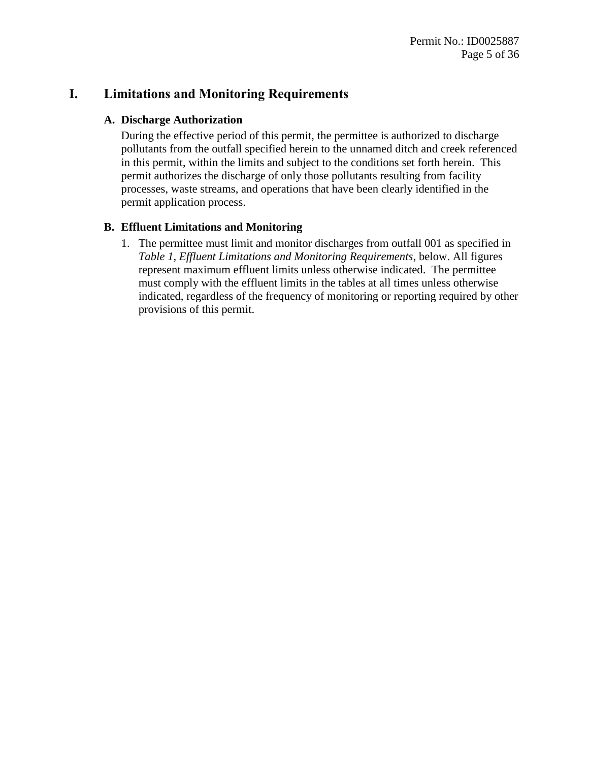# I. Limitations and Monitoring Requirements

### A. Discharge Authorization

During the effective period of this permit, the permittee is authorized to discharge pollutants from the outfall specified herein to the unnamed ditch and creek referenced in this permit, within the limits and subject to the conditions set forth herein. This permit authorizes the discharge of only those pollutants resulting from facility processes, waste streams, and operations that have been clearly identified in the permit application process.

### B. Effluent Limitations and Monitoring

1. The permittee must limit and monitor discharges from outfall 001 as specified in *Table 1, Effluent Limitations and Monitoring Requirements*, below. All figures represent maximum effluent limits unless otherwise indicated. The permittee must comply with the effluent limits in the tables at all times unless otherwise indicated, regardless of the frequency of monitoring or reporting required by other provisions of this permit.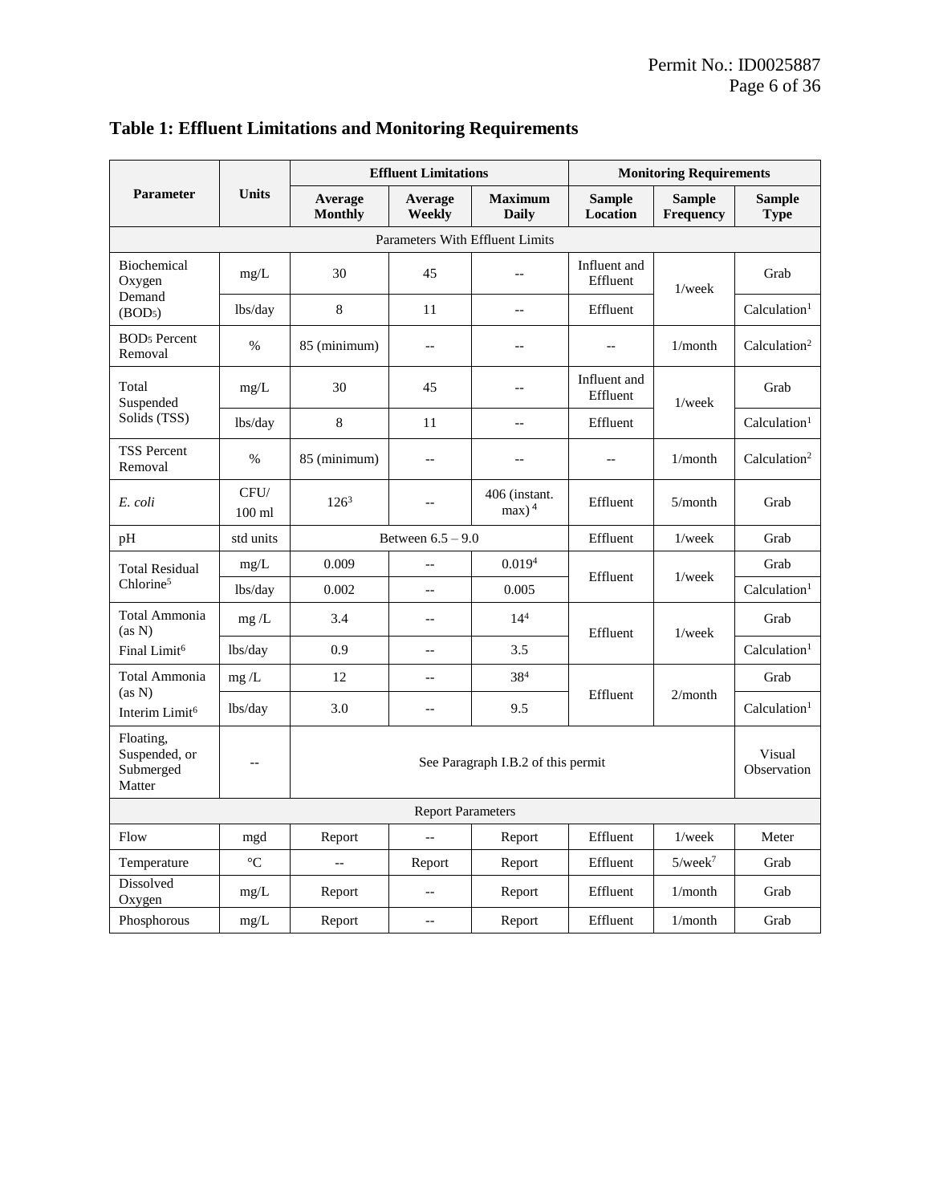# Table 1: Effluent Limitations and Monitoring Requirements

| Parameter | Units | Effluent Limitations | | | Monitoring Requirements | | |
|---|---|---|---|---|---|---|---|
| | | Average Monthly | Average Weekly | Maximum Daily | Sample Location | Sample Frequency | Sample Type |
| Parameters With Effluent Limits | | | | | | | |
| Biochemical Oxygen Demand ($BOD_5$) | mg/L | 30 | 45 | -- | Influent and Effluent | 1/week | Grab |
| | lbs/day | 8 | 11 | -- | Effluent | | Calculation[1] |
| $BOD_5$ Percent Removal | % | 85 (minimum) | -- | -- | -- | 1/month | Calculation[2] |
| Total Suspended Solids (TSS) | mg/L | 30 | 45 | -- | Influent and Effluent | 1/week | Grab |
| | lbs/day | 8 | 11 | -- | Effluent | | Calculation[1] |
| TSS Percent Removal | % | 85 (minimum) | -- | -- | -- | 1/month | Calculation[2] |
| *E. coli* | CFU/ 100 ml | 126[3] | -- | 406 (instant. max)[4] | Effluent | 5/month | Grab |
| pH | std units | Between 6.5 – 9.0 | | | Effluent | 1/week | Grab |
| Total Residual Chlorine[5] | mg/L | 0.009 | -- | 0.019[4] | Effluent | 1/week | Grab |
| | lbs/day | 0.002 | -- | 0.005 | | | Calculation[1] |
| Total Ammonia (as N) Final Limit[6] | mg /L | 3.4 | -- | 14[4] | Effluent | 1/week | Grab |
| | lbs/day | 0.9 | -- | 3.5 | | | Calculation[1] |
| Total Ammonia (as N) Interim Limit[6] | mg /L | 12 | -- | 38[4] | Effluent | 2/month | Grab |
| | lbs/day | 3.0 | -- | 9.5 | | | Calculation[1] |
| Floating, Suspended, or Submerged Matter | -- | See Paragraph I.B.2 of this permit | | | | | Visual Observation |
| Report Parameters | | | | | | | |
| Flow | mgd | Report | -- | Report | Effluent | 1/week | Meter |
| Temperature | °C | -- | Report | Report | Effluent | 5/week[7] | Grab |
| Dissolved Oxygen | mg/L | Report | -- | Report | Effluent | 1/month | Grab |
| Phosphorous | mg/L | Report | -- | Report | Effluent | 1/month | Grab |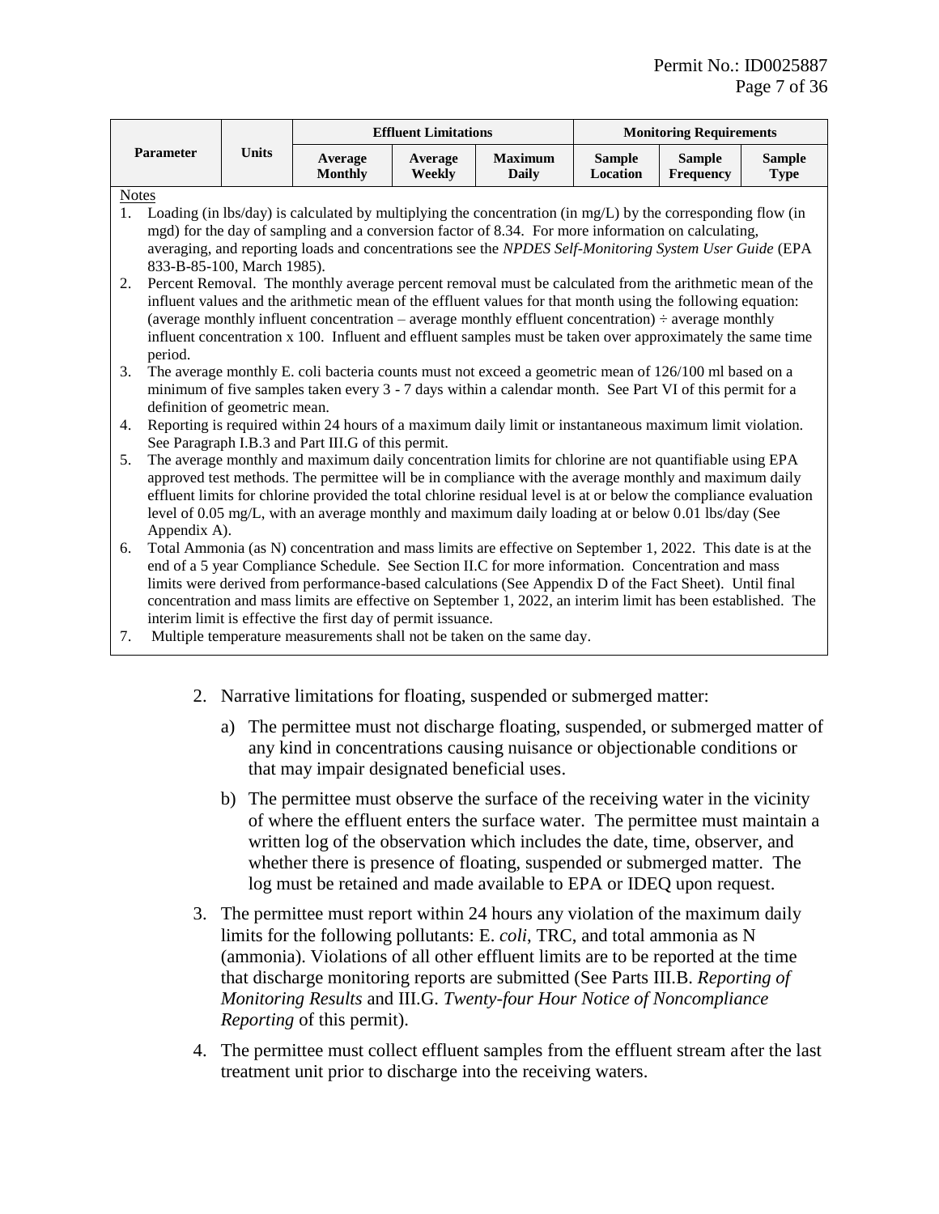| Parameter | Units | Effluent Limitations | | | Monitoring Requirements | | |
|---|---|---|---|---|---|---|---|
| | | Average Monthly | Average Weekly | Maximum Daily | Sample Location | Sample Frequency | Sample Type |

Notes

1. Loading (in lbs/day) is calculated by multiplying the concentration (in mg/L) by the corresponding flow (in mgd) for the day of sampling and a conversion factor of 8.34. For more information on calculating, averaging, and reporting loads and concentrations see the *NPDES Self-Monitoring System User Guide* (EPA 833-B-85-100, March 1985).
2. Percent Removal. The monthly average percent removal must be calculated from the arithmetic mean of the influent values and the arithmetic mean of the effluent values for that month using the following equation: (average monthly influent concentration – average monthly effluent concentration) ÷ average monthly influent concentration x 100. Influent and effluent samples must be taken over approximately the same time period.
3. The average monthly E. coli bacteria counts must not exceed a geometric mean of 126/100 ml based on a minimum of five samples taken every 3 - 7 days within a calendar month. See Part VI of this permit for a definition of geometric mean.
4. Reporting is required within 24 hours of a maximum daily limit or instantaneous maximum limit violation. See Paragraph I.B.3 and Part III.G of this permit.
5. The average monthly and maximum daily concentration limits for chlorine are not quantifiable using EPA approved test methods. The permittee will be in compliance with the average monthly and maximum daily effluent limits for chlorine provided the total chlorine residual level is at or below the compliance evaluation level of 0.05 mg/L, with an average monthly and maximum daily loading at or below 0.01 lbs/day (See Appendix A).
6. Total Ammonia (as N) concentration and mass limits are effective on September 1, 2022. This date is at the end of a 5 year Compliance Schedule. See Section II.C for more information. Concentration and mass limits were derived from performance-based calculations (See Appendix D of the Fact Sheet). Until final concentration and mass limits are effective on September 1, 2022, an interim limit has been established. The interim limit is effective the first day of permit issuance.
7. Multiple temperature measurements shall not be taken on the same day.

2. Narrative limitations for floating, suspended or submerged matter:

   a) The permittee must not discharge floating, suspended, or submerged matter of any kind in concentrations causing nuisance or objectionable conditions or that may impair designated beneficial uses.

   b) The permittee must observe the surface of the receiving water in the vicinity of where the effluent enters the surface water. The permittee must maintain a written log of the observation which includes the date, time, observer, and whether there is presence of floating, suspended or submerged matter. The log must be retained and made available to EPA or IDEQ upon request.

3. The permittee must report within 24 hours any violation of the maximum daily limits for the following pollutants: E. *coli*, TRC, and total ammonia as N (ammonia). Violations of all other effluent limits are to be reported at the time that discharge monitoring reports are submitted (See Parts III.B. *Reporting of Monitoring Results* and III.G. *Twenty-four Hour Notice of Noncompliance Reporting* of this permit).

4. The permittee must collect effluent samples from the effluent stream after the last treatment unit prior to discharge into the receiving waters.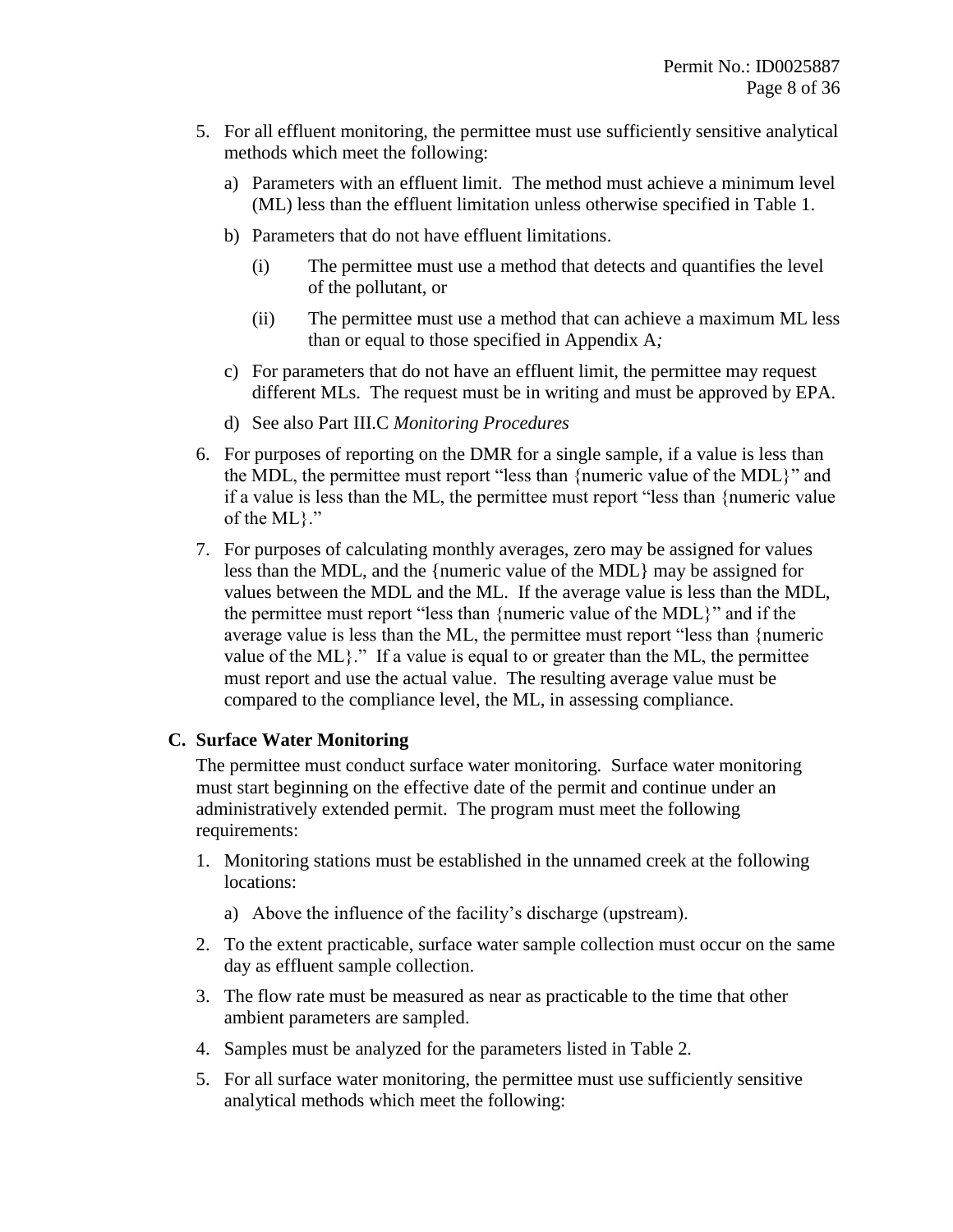5. For all effluent monitoring, the permittee must use sufficiently sensitive analytical methods which meet the following:

   a) Parameters with an effluent limit. The method must achieve a minimum level (ML) less than the effluent limitation unless otherwise specified in Table 1.

   b) Parameters that do not have effluent limitations.

      (i) The permittee must use a method that detects and quantifies the level of the pollutant, or

      (ii) The permittee must use a method that can achieve a maximum ML less than or equal to those specified in Appendix A*;*

   c) For parameters that do not have an effluent limit, the permittee may request different MLs. The request must be in writing and must be approved by EPA.

   d) See also Part III.C *Monitoring Procedures*

6. For purposes of reporting on the DMR for a single sample, if a value is less than the MDL, the permittee must report "less than {numeric value of the MDL}" and if a value is less than the ML, the permittee must report "less than {numeric value of the ML}."

7. For purposes of calculating monthly averages, zero may be assigned for values less than the MDL, and the {numeric value of the MDL} may be assigned for values between the MDL and the ML. If the average value is less than the MDL, the permittee must report "less than {numeric value of the MDL}" and if the average value is less than the ML, the permittee must report "less than {numeric value of the ML}." If a value is equal to or greater than the ML, the permittee must report and use the actual value. The resulting average value must be compared to the compliance level, the ML, in assessing compliance.

### C. Surface Water Monitoring

The permittee must conduct surface water monitoring. Surface water monitoring must start beginning on the effective date of the permit and continue under an administratively extended permit. The program must meet the following requirements:

1. Monitoring stations must be established in the unnamed creek at the following locations:

   a) Above the influence of the facility's discharge (upstream).

2. To the extent practicable, surface water sample collection must occur on the same day as effluent sample collection.

3. The flow rate must be measured as near as practicable to the time that other ambient parameters are sampled.

4. Samples must be analyzed for the parameters listed in Table 2.

5. For all surface water monitoring, the permittee must use sufficiently sensitive analytical methods which meet the following: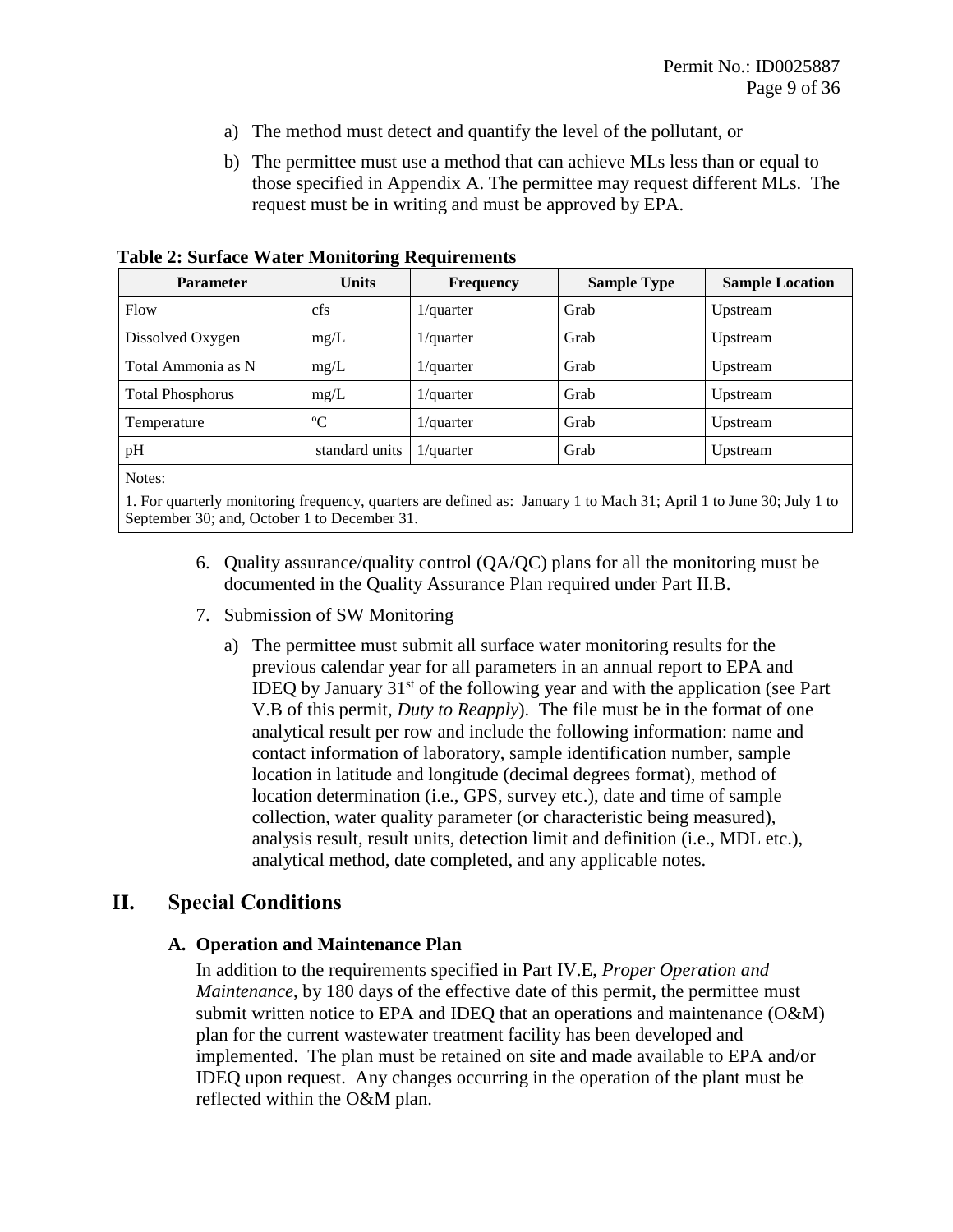a) The method must detect and quantify the level of the pollutant, or

b) The permittee must use a method that can achieve MLs less than or equal to those specified in Appendix A. The permittee may request different MLs. The request must be in writing and must be approved by EPA.

**Table 2: Surface Water Monitoring Requirements**

| Parameter | Units | Frequency | Sample Type | Sample Location |
|---|---|---|---|---|
| Flow | cfs | 1/quarter | Grab | Upstream |
| Dissolved Oxygen | mg/L | 1/quarter | Grab | Upstream |
| Total Ammonia as N | mg/L | 1/quarter | Grab | Upstream |
| Total Phosphorus | mg/L | 1/quarter | Grab | Upstream |
| Temperature | ºC | 1/quarter | Grab | Upstream |
| pH | standard units | 1/quarter | Grab | Upstream |
| Notes: 1. For quarterly monitoring frequency, quarters are defined as: January 1 to Mach 31; April 1 to June 30; July 1 to September 30; and, October 1 to December 31. | | | | |

6. Quality assurance/quality control (QA/QC) plans for all the monitoring must be documented in the Quality Assurance Plan required under Part II.B.

7. Submission of SW Monitoring

   a) The permittee must submit all surface water monitoring results for the previous calendar year for all parameters in an annual report to EPA and IDEQ by January 31st of the following year and with the application (see Part V.B of this permit, *Duty to Reapply*). The file must be in the format of one analytical result per row and include the following information: name and contact information of laboratory, sample identification number, sample location in latitude and longitude (decimal degrees format), method of location determination (i.e., GPS, survey etc.), date and time of sample collection, water quality parameter (or characteristic being measured), analysis result, result units, detection limit and definition (i.e., MDL etc.), analytical method, date completed, and any applicable notes.

# II. Special Conditions

## A. Operation and Maintenance Plan

In addition to the requirements specified in Part IV.E, *Proper Operation and Maintenance*, by 180 days of the effective date of this permit, the permittee must submit written notice to EPA and IDEQ that an operations and maintenance (O&M) plan for the current wastewater treatment facility has been developed and implemented. The plan must be retained on site and made available to EPA and/or IDEQ upon request. Any changes occurring in the operation of the plant must be reflected within the O&M plan.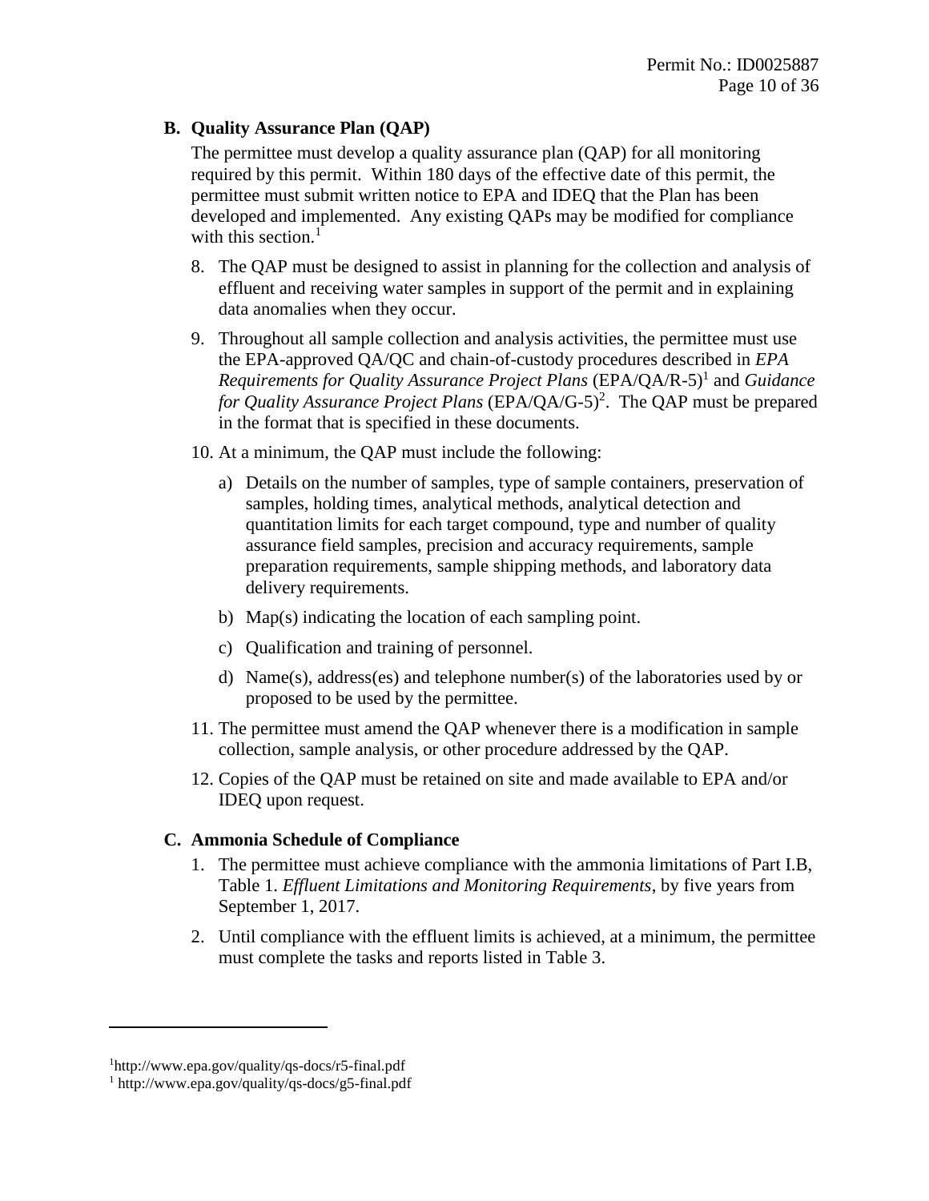### B. Quality Assurance Plan (QAP)

The permittee must develop a quality assurance plan (QAP) for all monitoring required by this permit. Within 180 days of the effective date of this permit, the permittee must submit written notice to EPA and IDEQ that the Plan has been developed and implemented. Any existing QAPs may be modified for compliance with this section.[1]

8. The QAP must be designed to assist in planning for the collection and analysis of effluent and receiving water samples in support of the permit and in explaining data anomalies when they occur.
9. Throughout all sample collection and analysis activities, the permittee must use the EPA-approved QA/QC and chain-of-custody procedures described in *EPA Requirements for Quality Assurance Project Plans* (EPA/QA/R-5)[1] and *Guidance for Quality Assurance Project Plans* (EPA/QA/G-5)[2]. The QAP must be prepared in the format that is specified in these documents.
10. At a minimum, the QAP must include the following:
    a) Details on the number of samples, type of sample containers, preservation of samples, holding times, analytical methods, analytical detection and quantitation limits for each target compound, type and number of quality assurance field samples, precision and accuracy requirements, sample preparation requirements, sample shipping methods, and laboratory data delivery requirements.
    b) Map(s) indicating the location of each sampling point.
    c) Qualification and training of personnel.
    d) Name(s), address(es) and telephone number(s) of the laboratories used by or proposed to be used by the permittee.
11. The permittee must amend the QAP whenever there is a modification in sample collection, sample analysis, or other procedure addressed by the QAP.
12. Copies of the QAP must be retained on site and made available to EPA and/or IDEQ upon request.

### C. Ammonia Schedule of Compliance

1. The permittee must achieve compliance with the ammonia limitations of Part I.B, Table 1. *Effluent Limitations and Monitoring Requirements*, by five years from September 1, 2017.
2. Until compliance with the effluent limits is achieved, at a minimum, the permittee must complete the tasks and reports listed in Table 3.

---

[1] http://www.epa.gov/quality/qs-docs/r5-final.pdf

[1] http://www.epa.gov/quality/qs-docs/g5-final.pdf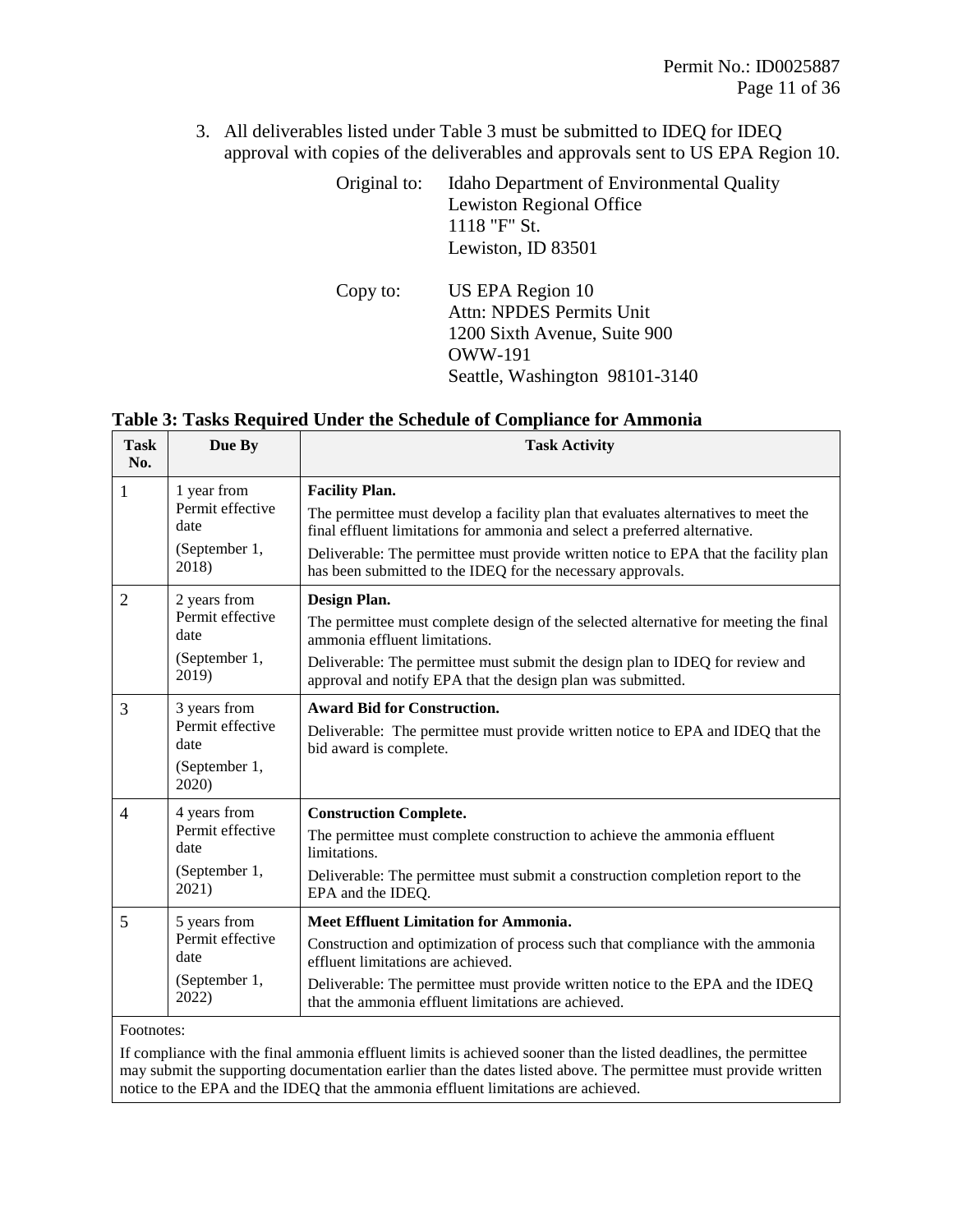3. All deliverables listed under Table 3 must be submitted to IDEQ for IDEQ approval with copies of the deliverables and approvals sent to US EPA Region 10.

   Original to: Idaho Department of Environmental Quality
   Lewiston Regional Office
   1118 "F" St.
   Lewiston, ID 83501

   Copy to: US EPA Region 10
   Attn: NPDES Permits Unit
   1200 Sixth Avenue, Suite 900
   OWW-191
   Seattle, Washington 98101-3140

**Table 3: Tasks Required Under the Schedule of Compliance for Ammonia**

| Task No. | Due By | Task Activity |
|---|---|---|
| 1 | 1 year from Permit effective date (September 1, 2018) | **Facility Plan.** The permittee must develop a facility plan that evaluates alternatives to meet the final effluent limitations for ammonia and select a preferred alternative. Deliverable: The permittee must provide written notice to EPA that the facility plan has been submitted to the IDEQ for the necessary approvals. |
| 2 | 2 years from Permit effective date (September 1, 2019) | **Design Plan.** The permittee must complete design of the selected alternative for meeting the final ammonia effluent limitations. Deliverable: The permittee must submit the design plan to IDEQ for review and approval and notify EPA that the design plan was submitted. |
| 3 | 3 years from Permit effective date (September 1, 2020) | **Award Bid for Construction.** Deliverable: The permittee must provide written notice to EPA and IDEQ that the bid award is complete. |
| 4 | 4 years from Permit effective date (September 1, 2021) | **Construction Complete.** The permittee must complete construction to achieve the ammonia effluent limitations. Deliverable: The permittee must submit a construction completion report to the EPA and the IDEQ. |
| 5 | 5 years from Permit effective date (September 1, 2022) | **Meet Effluent Limitation for Ammonia.** Construction and optimization of process such that compliance with the ammonia effluent limitations are achieved. Deliverable: The permittee must provide written notice to the EPA and the IDEQ that the ammonia effluent limitations are achieved. |

Footnotes:

If compliance with the final ammonia effluent limits is achieved sooner than the listed deadlines, the permittee may submit the supporting documentation earlier than the dates listed above. The permittee must provide written notice to the EPA and the IDEQ that the ammonia effluent limitations are achieved.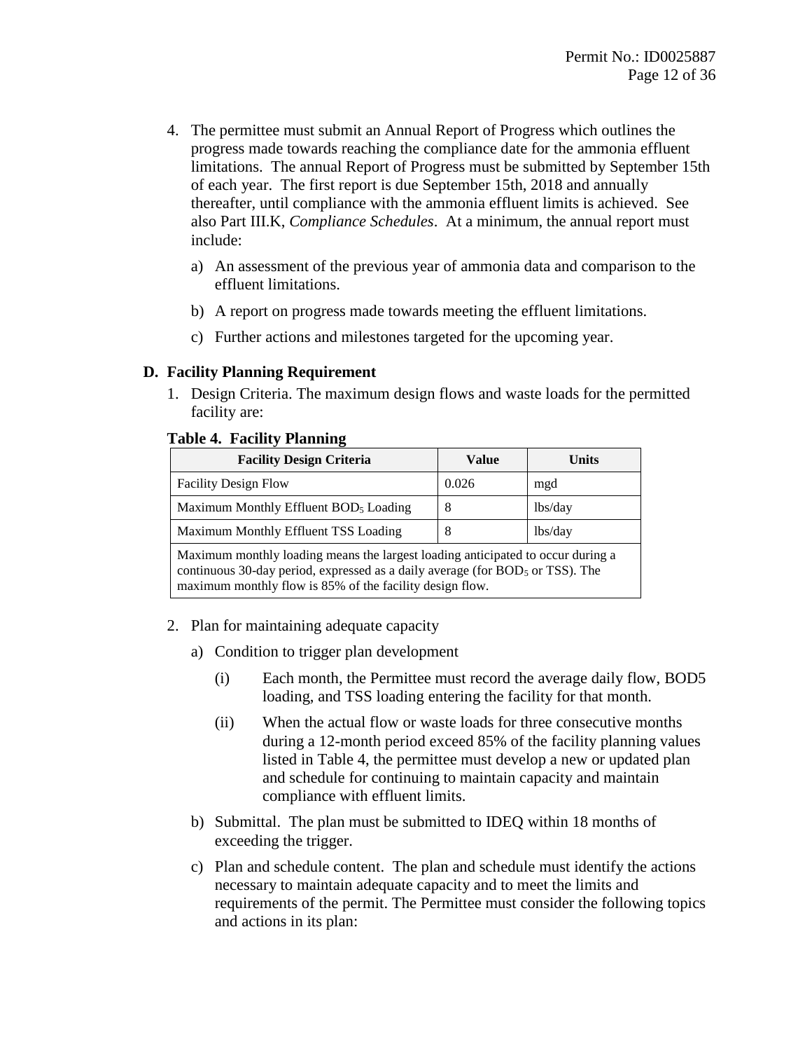4. The permittee must submit an Annual Report of Progress which outlines the progress made towards reaching the compliance date for the ammonia effluent limitations. The annual Report of Progress must be submitted by September 15th of each year. The first report is due September 15th, 2018 and annually thereafter, until compliance with the ammonia effluent limits is achieved. See also Part III.K, *Compliance Schedules*. At a minimum, the annual report must include:

   a) An assessment of the previous year of ammonia data and comparison to the effluent limitations.

   b) A report on progress made towards meeting the effluent limitations.

   c) Further actions and milestones targeted for the upcoming year.

### D. Facility Planning Requirement

1. Design Criteria. The maximum design flows and waste loads for the permitted facility are:

**Table 4. Facility Planning**

| Facility Design Criteria | Value | Units |
|---|---|---|
| Facility Design Flow | 0.026 | mgd |
| Maximum Monthly Effluent $BOD_5$ Loading | 8 | lbs/day |
| Maximum Monthly Effluent TSS Loading | 8 | lbs/day |
| Maximum monthly loading means the largest loading anticipated to occur during a continuous 30-day period, expressed as a daily average (for $BOD_5$ or TSS). The maximum monthly flow is 85% of the facility design flow. | | |

2. Plan for maintaining adequate capacity

   a) Condition to trigger plan development

      (i) Each month, the Permittee must record the average daily flow, BOD5 loading, and TSS loading entering the facility for that month.

      (ii) When the actual flow or waste loads for three consecutive months during a 12-month period exceed 85% of the facility planning values listed in Table 4, the permittee must develop a new or updated plan and schedule for continuing to maintain capacity and maintain compliance with effluent limits.

   b) Submittal. The plan must be submitted to IDEQ within 18 months of exceeding the trigger.

   c) Plan and schedule content. The plan and schedule must identify the actions necessary to maintain adequate capacity and to meet the limits and requirements of the permit. The Permittee must consider the following topics and actions in its plan: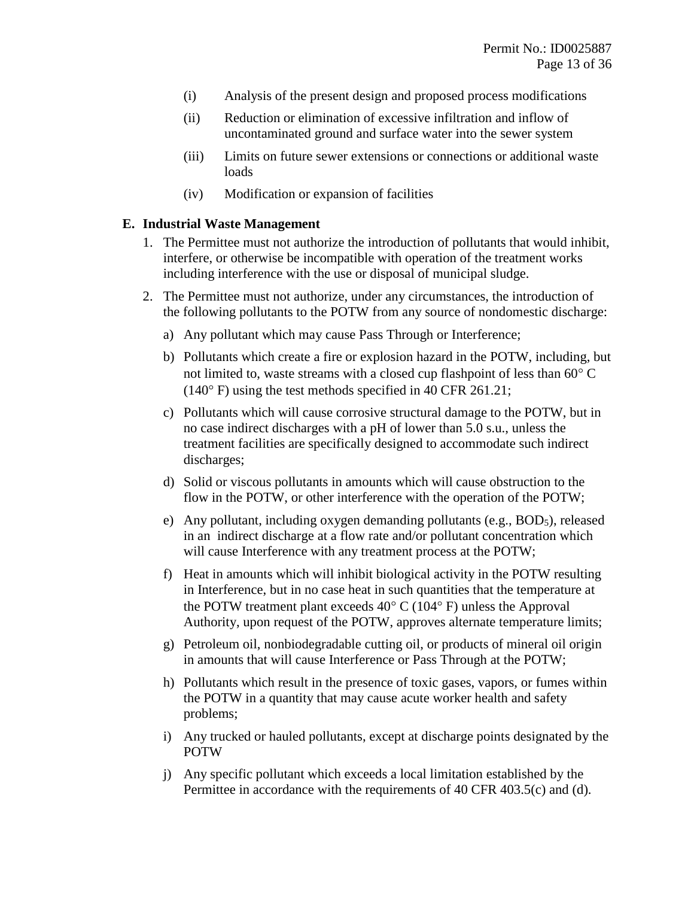(i) Analysis of the present design and proposed process modifications

(ii) Reduction or elimination of excessive infiltration and inflow of uncontaminated ground and surface water into the sewer system

(iii) Limits on future sewer extensions or connections or additional waste loads

(iv) Modification or expansion of facilities

**E. Industrial Waste Management**

1. The Permittee must not authorize the introduction of pollutants that would inhibit, interfere, or otherwise be incompatible with operation of the treatment works including interference with the use or disposal of municipal sludge.

2. The Permittee must not authorize, under any circumstances, the introduction of the following pollutants to the POTW from any source of nondomestic discharge:

   a) Any pollutant which may cause Pass Through or Interference;

   b) Pollutants which create a fire or explosion hazard in the POTW, including, but not limited to, waste streams with a closed cup flashpoint of less than 60° C (140° F) using the test methods specified in 40 CFR 261.21;

   c) Pollutants which will cause corrosive structural damage to the POTW, but in no case indirect discharges with a pH of lower than 5.0 s.u., unless the treatment facilities are specifically designed to accommodate such indirect discharges;

   d) Solid or viscous pollutants in amounts which will cause obstruction to the flow in the POTW, or other interference with the operation of the POTW;

   e) Any pollutant, including oxygen demanding pollutants (e.g., $BOD_5$), released in an indirect discharge at a flow rate and/or pollutant concentration which will cause Interference with any treatment process at the POTW;

   f) Heat in amounts which will inhibit biological activity in the POTW resulting in Interference, but in no case heat in such quantities that the temperature at the POTW treatment plant exceeds 40° C (104° F) unless the Approval Authority, upon request of the POTW, approves alternate temperature limits;

   g) Petroleum oil, nonbiodegradable cutting oil, or products of mineral oil origin in amounts that will cause Interference or Pass Through at the POTW;

   h) Pollutants which result in the presence of toxic gases, vapors, or fumes within the POTW in a quantity that may cause acute worker health and safety problems;

   i) Any trucked or hauled pollutants, except at discharge points designated by the POTW

   j) Any specific pollutant which exceeds a local limitation established by the Permittee in accordance with the requirements of 40 CFR 403.5(c) and (d).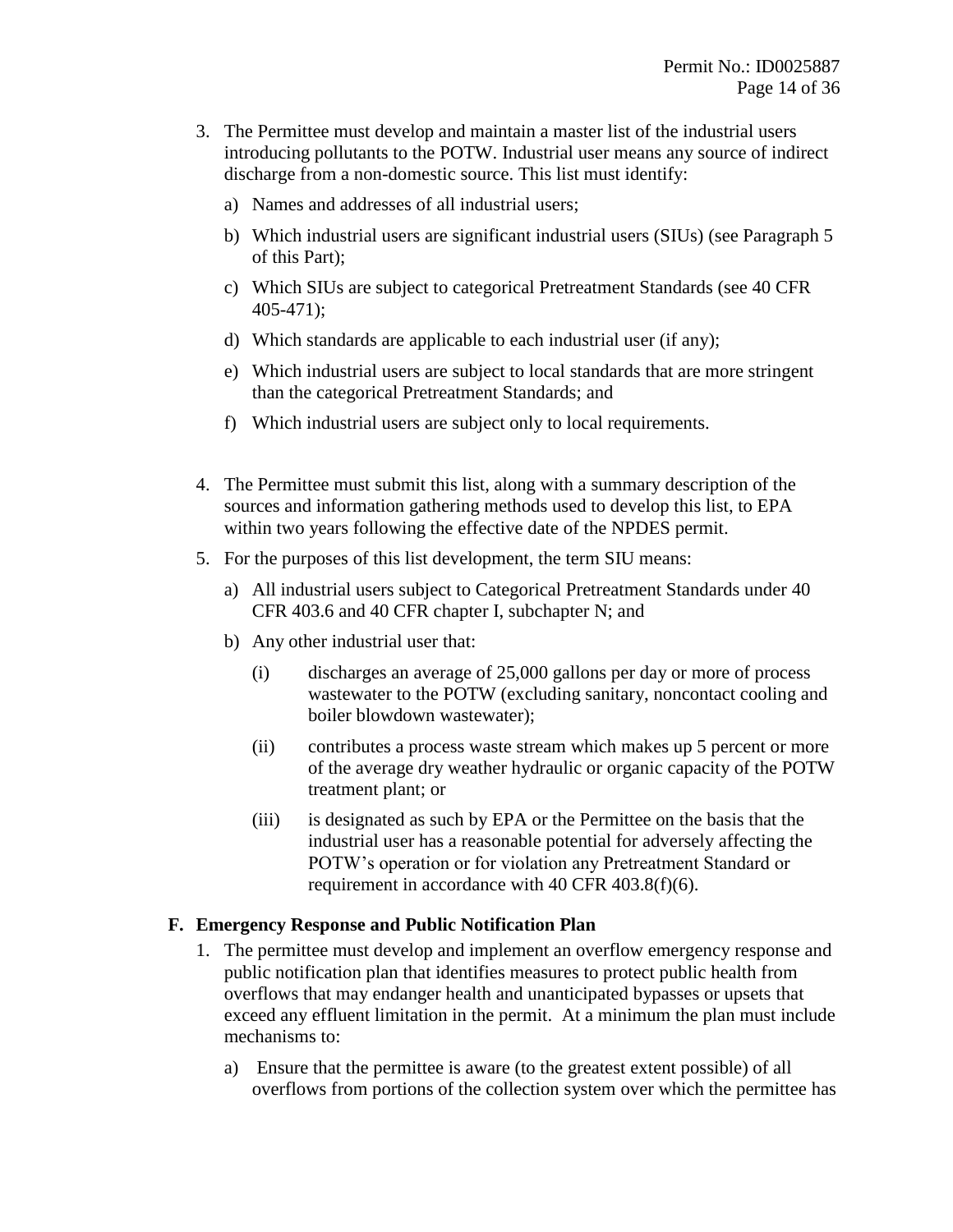3. The Permittee must develop and maintain a master list of the industrial users introducing pollutants to the POTW. Industrial user means any source of indirect discharge from a non-domestic source. This list must identify:

   a) Names and addresses of all industrial users;

   b) Which industrial users are significant industrial users (SIUs) (see Paragraph 5 of this Part);

   c) Which SIUs are subject to categorical Pretreatment Standards (see 40 CFR 405-471);

   d) Which standards are applicable to each industrial user (if any);

   e) Which industrial users are subject to local standards that are more stringent than the categorical Pretreatment Standards; and

   f) Which industrial users are subject only to local requirements.

4. The Permittee must submit this list, along with a summary description of the sources and information gathering methods used to develop this list, to EPA within two years following the effective date of the NPDES permit.

5. For the purposes of this list development, the term SIU means:

   a) All industrial users subject to Categorical Pretreatment Standards under 40 CFR 403.6 and 40 CFR chapter I, subchapter N; and

   b) Any other industrial user that:

      (i) discharges an average of 25,000 gallons per day or more of process wastewater to the POTW (excluding sanitary, noncontact cooling and boiler blowdown wastewater);

      (ii) contributes a process waste stream which makes up 5 percent or more of the average dry weather hydraulic or organic capacity of the POTW treatment plant; or

      (iii) is designated as such by EPA or the Permittee on the basis that the industrial user has a reasonable potential for adversely affecting the POTW's operation or for violation any Pretreatment Standard or requirement in accordance with 40 CFR 403.8(f)(6).

## F. Emergency Response and Public Notification Plan

1. The permittee must develop and implement an overflow emergency response and public notification plan that identifies measures to protect public health from overflows that may endanger health and unanticipated bypasses or upsets that exceed any effluent limitation in the permit. At a minimum the plan must include mechanisms to:

   a) Ensure that the permittee is aware (to the greatest extent possible) of all overflows from portions of the collection system over which the permittee has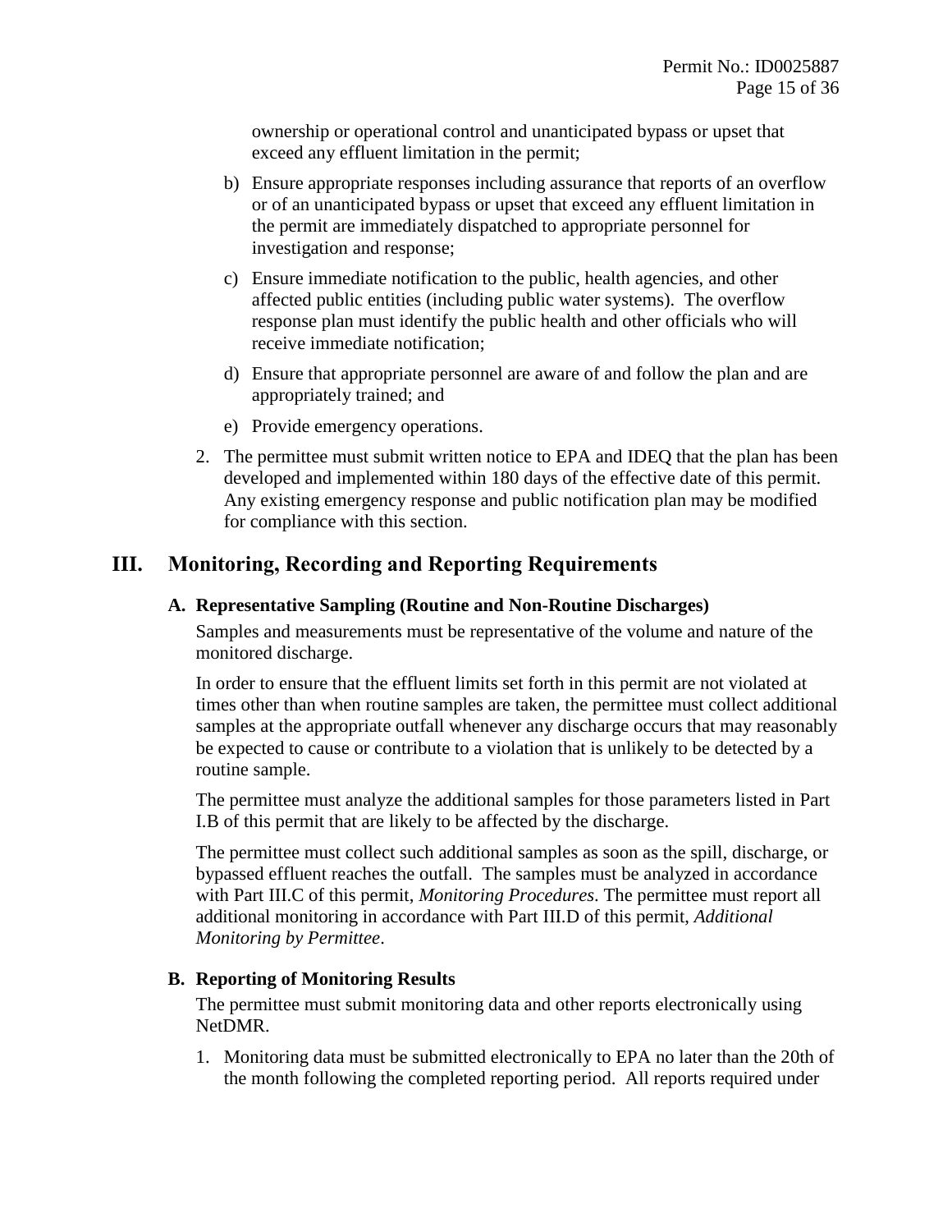ownership or operational control and unanticipated bypass or upset that exceed any effluent limitation in the permit;

b) Ensure appropriate responses including assurance that reports of an overflow or of an unanticipated bypass or upset that exceed any effluent limitation in the permit are immediately dispatched to appropriate personnel for investigation and response;

c) Ensure immediate notification to the public, health agencies, and other affected public entities (including public water systems). The overflow response plan must identify the public health and other officials who will receive immediate notification;

d) Ensure that appropriate personnel are aware of and follow the plan and are appropriately trained; and

e) Provide emergency operations.

2. The permittee must submit written notice to EPA and IDEQ that the plan has been developed and implemented within 180 days of the effective date of this permit. Any existing emergency response and public notification plan may be modified for compliance with this section.

# III. Monitoring, Recording and Reporting Requirements

## A. Representative Sampling (Routine and Non-Routine Discharges)

Samples and measurements must be representative of the volume and nature of the monitored discharge.

In order to ensure that the effluent limits set forth in this permit are not violated at times other than when routine samples are taken, the permittee must collect additional samples at the appropriate outfall whenever any discharge occurs that may reasonably be expected to cause or contribute to a violation that is unlikely to be detected by a routine sample.

The permittee must analyze the additional samples for those parameters listed in Part I.B of this permit that are likely to be affected by the discharge.

The permittee must collect such additional samples as soon as the spill, discharge, or bypassed effluent reaches the outfall. The samples must be analyzed in accordance with Part III.C of this permit, *Monitoring Procedures*. The permittee must report all additional monitoring in accordance with Part III.D of this permit, *Additional Monitoring by Permittee*.

## B. Reporting of Monitoring Results

The permittee must submit monitoring data and other reports electronically using NetDMR.

1. Monitoring data must be submitted electronically to EPA no later than the 20th of the month following the completed reporting period. All reports required under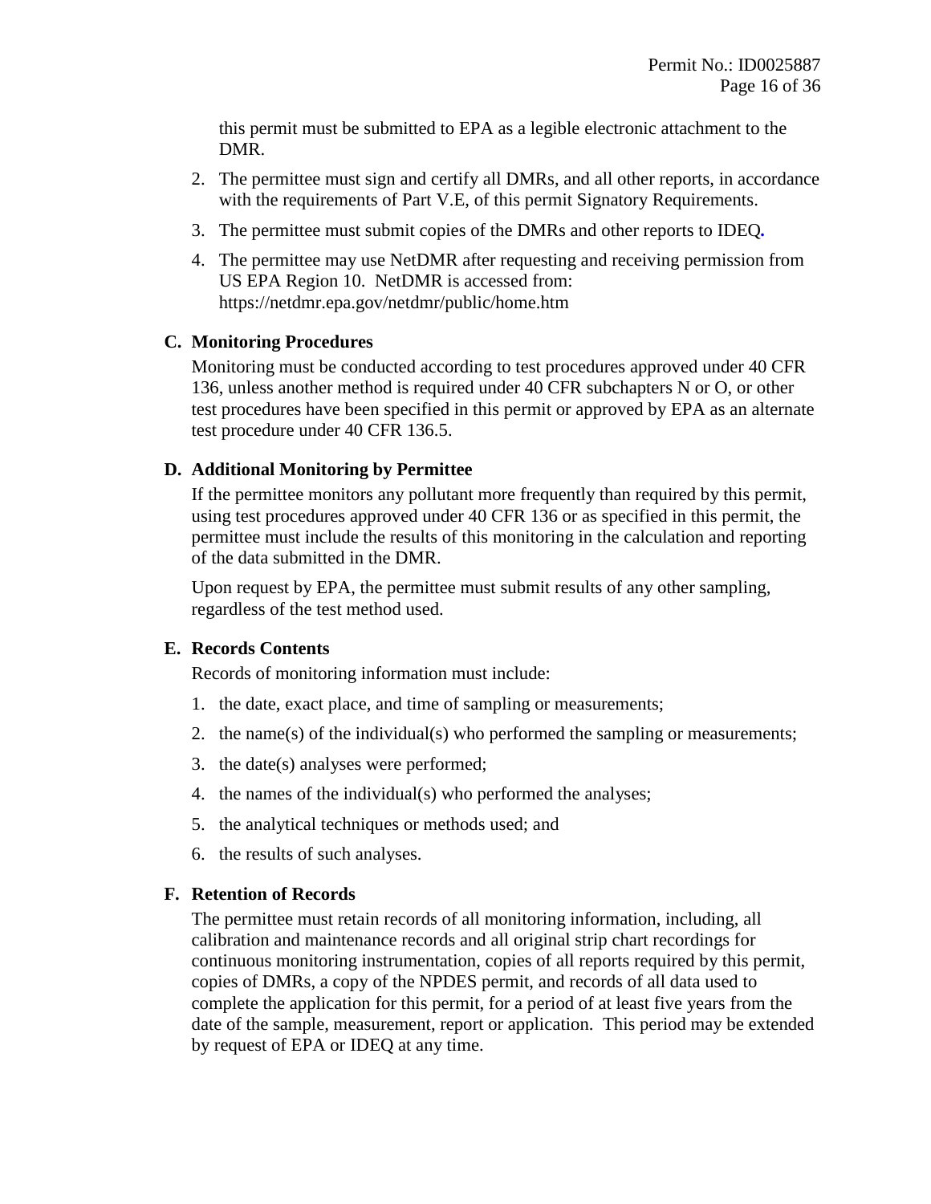this permit must be submitted to EPA as a legible electronic attachment to the DMR.

2. The permittee must sign and certify all DMRs, and all other reports, in accordance with the requirements of Part V.E, of this permit Signatory Requirements.
3. The permittee must submit copies of the DMRs and other reports to IDEQ.
4. The permittee may use NetDMR after requesting and receiving permission from US EPA Region 10. NetDMR is accessed from: https://netdmr.epa.gov/netdmr/public/home.htm

### C. Monitoring Procedures

Monitoring must be conducted according to test procedures approved under 40 CFR 136, unless another method is required under 40 CFR subchapters N or O, or other test procedures have been specified in this permit or approved by EPA as an alternate test procedure under 40 CFR 136.5.

### D. Additional Monitoring by Permittee

If the permittee monitors any pollutant more frequently than required by this permit, using test procedures approved under 40 CFR 136 or as specified in this permit, the permittee must include the results of this monitoring in the calculation and reporting of the data submitted in the DMR.

Upon request by EPA, the permittee must submit results of any other sampling, regardless of the test method used.

### E. Records Contents

Records of monitoring information must include:

1. the date, exact place, and time of sampling or measurements;
2. the name(s) of the individual(s) who performed the sampling or measurements;
3. the date(s) analyses were performed;
4. the names of the individual(s) who performed the analyses;
5. the analytical techniques or methods used; and
6. the results of such analyses.

### F. Retention of Records

The permittee must retain records of all monitoring information, including, all calibration and maintenance records and all original strip chart recordings for continuous monitoring instrumentation, copies of all reports required by this permit, copies of DMRs, a copy of the NPDES permit, and records of all data used to complete the application for this permit, for a period of at least five years from the date of the sample, measurement, report or application. This period may be extended by request of EPA or IDEQ at any time.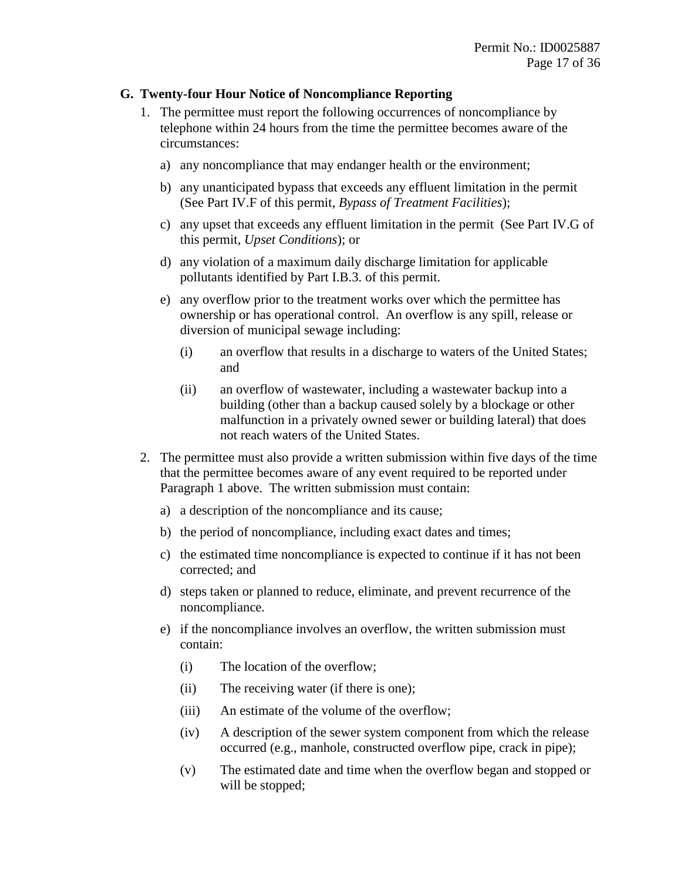### G. Twenty-four Hour Notice of Noncompliance Reporting

1. The permittee must report the following occurrences of noncompliance by telephone within 24 hours from the time the permittee becomes aware of the circumstances:

   a) any noncompliance that may endanger health or the environment;

   b) any unanticipated bypass that exceeds any effluent limitation in the permit (See Part IV.F of this permit, *Bypass of Treatment Facilities*);

   c) any upset that exceeds any effluent limitation in the permit (See Part IV.G of this permit, *Upset Conditions*); or

   d) any violation of a maximum daily discharge limitation for applicable pollutants identified by Part I.B.3. of this permit.

   e) any overflow prior to the treatment works over which the permittee has ownership or has operational control. An overflow is any spill, release or diversion of municipal sewage including:

      (i) an overflow that results in a discharge to waters of the United States; and

      (ii) an overflow of wastewater, including a wastewater backup into a building (other than a backup caused solely by a blockage or other malfunction in a privately owned sewer or building lateral) that does not reach waters of the United States.

2. The permittee must also provide a written submission within five days of the time that the permittee becomes aware of any event required to be reported under Paragraph 1 above. The written submission must contain:

   a) a description of the noncompliance and its cause;

   b) the period of noncompliance, including exact dates and times;

   c) the estimated time noncompliance is expected to continue if it has not been corrected; and

   d) steps taken or planned to reduce, eliminate, and prevent recurrence of the noncompliance.

   e) if the noncompliance involves an overflow, the written submission must contain:

      (i) The location of the overflow;

      (ii) The receiving water (if there is one);

      (iii) An estimate of the volume of the overflow;

      (iv) A description of the sewer system component from which the release occurred (e.g., manhole, constructed overflow pipe, crack in pipe);

      (v) The estimated date and time when the overflow began and stopped or will be stopped;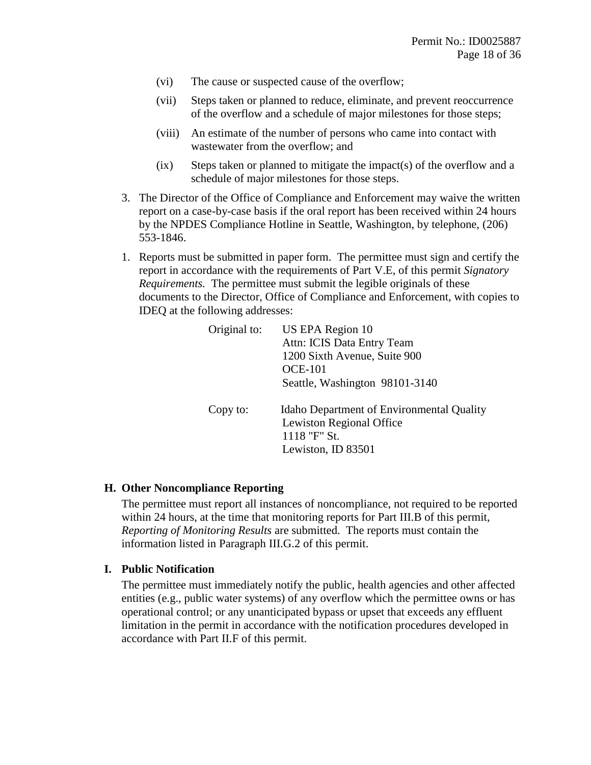(vi) The cause or suspected cause of the overflow;

(vii) Steps taken or planned to reduce, eliminate, and prevent reoccurrence of the overflow and a schedule of major milestones for those steps;

(viii) An estimate of the number of persons who came into contact with wastewater from the overflow; and

(ix) Steps taken or planned to mitigate the impact(s) of the overflow and a schedule of major milestones for those steps.

3. The Director of the Office of Compliance and Enforcement may waive the written report on a case-by-case basis if the oral report has been received within 24 hours by the NPDES Compliance Hotline in Seattle, Washington, by telephone, (206) 553-1846.

1. Reports must be submitted in paper form. The permittee must sign and certify the report in accordance with the requirements of Part V.E, of this permit *Signatory Requirements.* The permittee must submit the legible originals of these documents to the Director, Office of Compliance and Enforcement, with copies to IDEQ at the following addresses:

Original to: US EPA Region 10
Attn: ICIS Data Entry Team
1200 Sixth Avenue, Suite 900
OCE-101
Seattle, Washington 98101-3140

Copy to: Idaho Department of Environmental Quality
Lewiston Regional Office
1118 "F" St.
Lewiston, ID 83501

### H. Other Noncompliance Reporting

The permittee must report all instances of noncompliance, not required to be reported within 24 hours, at the time that monitoring reports for Part III.B of this permit, *Reporting of Monitoring Results* are submitted. The reports must contain the information listed in Paragraph III.G.2 of this permit.

### I. Public Notification

The permittee must immediately notify the public, health agencies and other affected entities (e.g., public water systems) of any overflow which the permittee owns or has operational control; or any unanticipated bypass or upset that exceeds any effluent limitation in the permit in accordance with the notification procedures developed in accordance with Part II.F of this permit.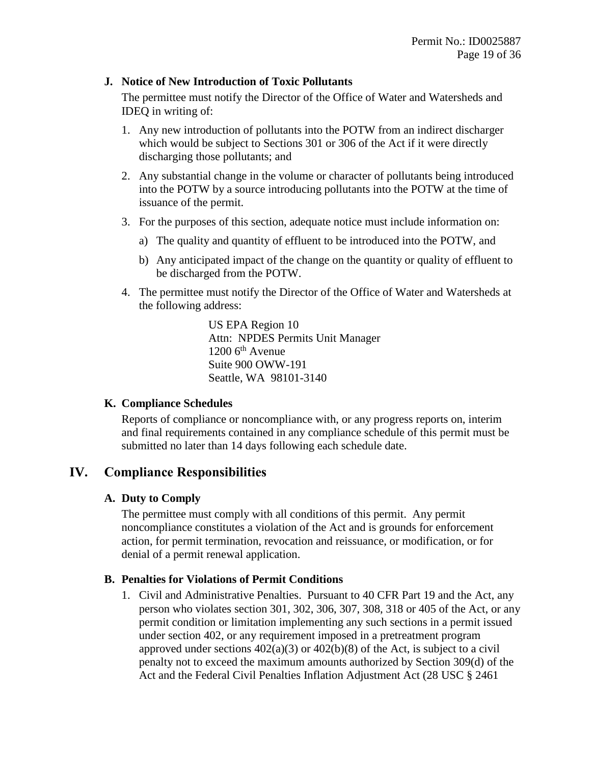### J. Notice of New Introduction of Toxic Pollutants

The permittee must notify the Director of the Office of Water and Watersheds and IDEQ in writing of:

1. Any new introduction of pollutants into the POTW from an indirect discharger which would be subject to Sections 301 or 306 of the Act if it were directly discharging those pollutants; and
2. Any substantial change in the volume or character of pollutants being introduced into the POTW by a source introducing pollutants into the POTW at the time of issuance of the permit.
3. For the purposes of this section, adequate notice must include information on:
   a) The quality and quantity of effluent to be introduced into the POTW, and
   b) Any anticipated impact of the change on the quantity or quality of effluent to be discharged from the POTW.
4. The permittee must notify the Director of the Office of Water and Watersheds at the following address:

   US EPA Region 10
   Attn: NPDES Permits Unit Manager
   1200 6th Avenue
   Suite 900 OWW-191
   Seattle, WA 98101-3140

### K. Compliance Schedules

Reports of compliance or noncompliance with, or any progress reports on, interim and final requirements contained in any compliance schedule of this permit must be submitted no later than 14 days following each schedule date.

## IV. Compliance Responsibilities

### A. Duty to Comply

The permittee must comply with all conditions of this permit. Any permit noncompliance constitutes a violation of the Act and is grounds for enforcement action, for permit termination, revocation and reissuance, or modification, or for denial of a permit renewal application.

### B. Penalties for Violations of Permit Conditions

1. Civil and Administrative Penalties. Pursuant to 40 CFR Part 19 and the Act, any person who violates section 301, 302, 306, 307, 308, 318 or 405 of the Act, or any permit condition or limitation implementing any such sections in a permit issued under section 402, or any requirement imposed in a pretreatment program approved under sections 402(a)(3) or 402(b)(8) of the Act, is subject to a civil penalty not to exceed the maximum amounts authorized by Section 309(d) of the Act and the Federal Civil Penalties Inflation Adjustment Act (28 USC § 2461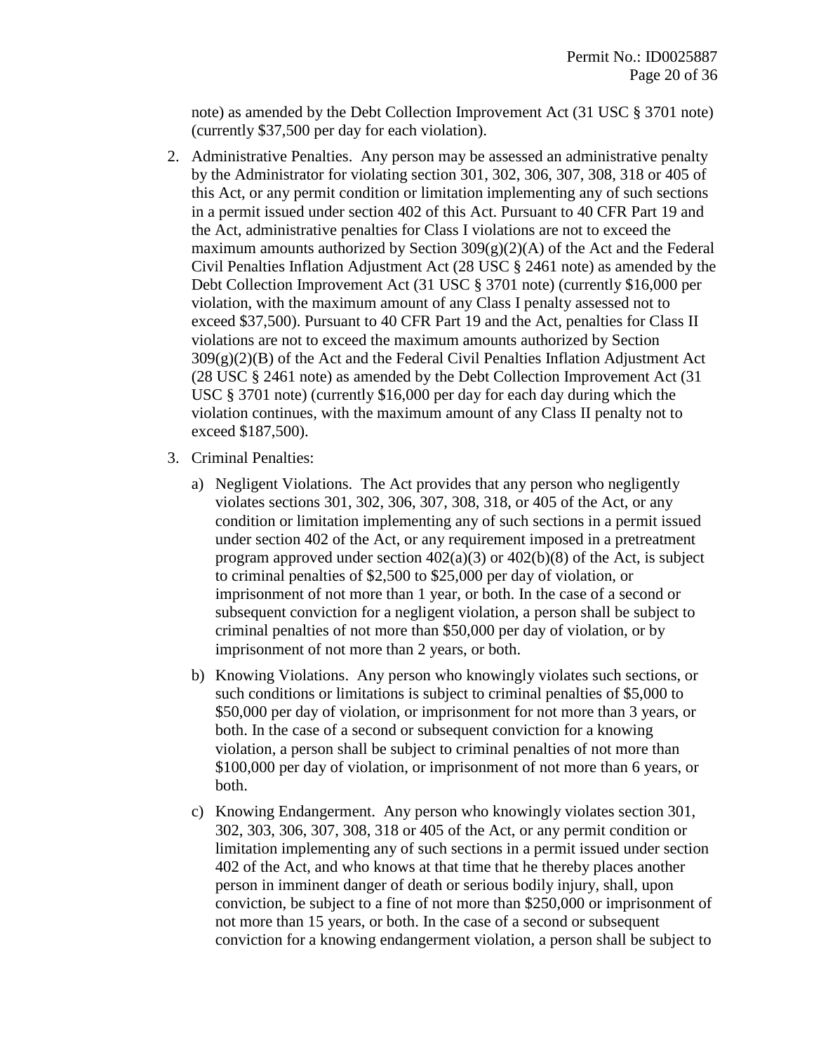note) as amended by the Debt Collection Improvement Act (31 USC § 3701 note) (currently $37,500 per day for each violation).

2. Administrative Penalties. Any person may be assessed an administrative penalty by the Administrator for violating section 301, 302, 306, 307, 308, 318 or 405 of this Act, or any permit condition or limitation implementing any of such sections in a permit issued under section 402 of this Act. Pursuant to 40 CFR Part 19 and the Act, administrative penalties for Class I violations are not to exceed the maximum amounts authorized by Section 309(g)(2)(A) of the Act and the Federal Civil Penalties Inflation Adjustment Act (28 USC § 2461 note) as amended by the Debt Collection Improvement Act (31 USC § 3701 note) (currently $16,000 per violation, with the maximum amount of any Class I penalty assessed not to exceed $37,500). Pursuant to 40 CFR Part 19 and the Act, penalties for Class II violations are not to exceed the maximum amounts authorized by Section 309(g)(2)(B) of the Act and the Federal Civil Penalties Inflation Adjustment Act (28 USC § 2461 note) as amended by the Debt Collection Improvement Act (31 USC § 3701 note) (currently $16,000 per day for each day during which the violation continues, with the maximum amount of any Class II penalty not to exceed $187,500).

3. Criminal Penalties:

   a) Negligent Violations. The Act provides that any person who negligently violates sections 301, 302, 306, 307, 308, 318, or 405 of the Act, or any condition or limitation implementing any of such sections in a permit issued under section 402 of the Act, or any requirement imposed in a pretreatment program approved under section 402(a)(3) or 402(b)(8) of the Act, is subject to criminal penalties of $2,500 to $25,000 per day of violation, or imprisonment of not more than 1 year, or both. In the case of a second or subsequent conviction for a negligent violation, a person shall be subject to criminal penalties of not more than $50,000 per day of violation, or by imprisonment of not more than 2 years, or both.

   b) Knowing Violations. Any person who knowingly violates such sections, or such conditions or limitations is subject to criminal penalties of $5,000 to $50,000 per day of violation, or imprisonment for not more than 3 years, or both. In the case of a second or subsequent conviction for a knowing violation, a person shall be subject to criminal penalties of not more than $100,000 per day of violation, or imprisonment of not more than 6 years, or both.

   c) Knowing Endangerment. Any person who knowingly violates section 301, 302, 303, 306, 307, 308, 318 or 405 of the Act, or any permit condition or limitation implementing any of such sections in a permit issued under section 402 of the Act, and who knows at that time that he thereby places another person in imminent danger of death or serious bodily injury, shall, upon conviction, be subject to a fine of not more than $250,000 or imprisonment of not more than 15 years, or both. In the case of a second or subsequent conviction for a knowing endangerment violation, a person shall be subject to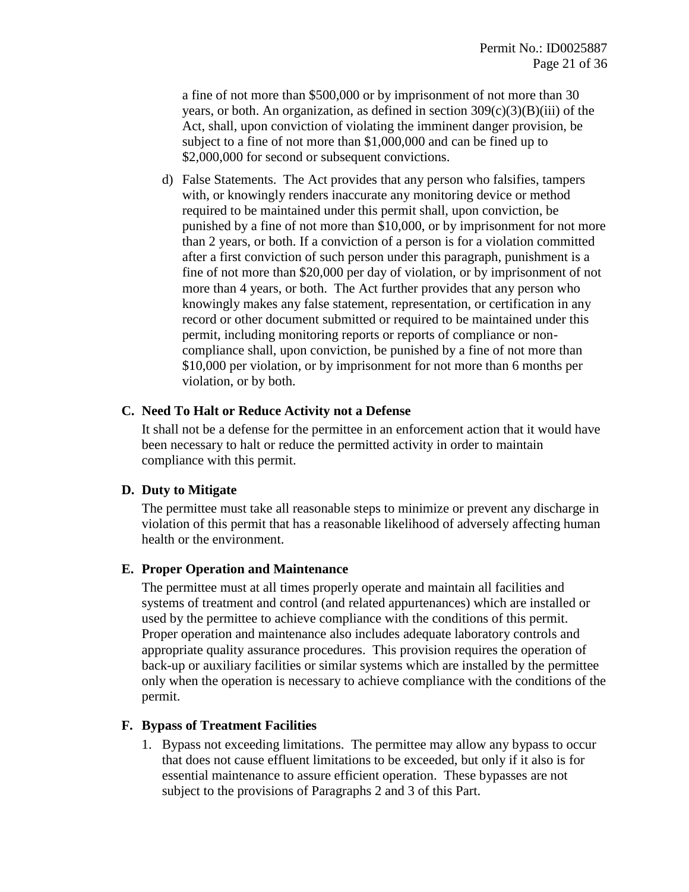a fine of not more than $500,000 or by imprisonment of not more than 30 years, or both. An organization, as defined in section 309(c)(3)(B)(iii) of the Act, shall, upon conviction of violating the imminent danger provision, be subject to a fine of not more than $1,000,000 and can be fined up to $2,000,000 for second or subsequent convictions.

d) False Statements. The Act provides that any person who falsifies, tampers with, or knowingly renders inaccurate any monitoring device or method required to be maintained under this permit shall, upon conviction, be punished by a fine of not more than $10,000, or by imprisonment for not more than 2 years, or both. If a conviction of a person is for a violation committed after a first conviction of such person under this paragraph, punishment is a fine of not more than $20,000 per day of violation, or by imprisonment of not more than 4 years, or both. The Act further provides that any person who knowingly makes any false statement, representation, or certification in any record or other document submitted or required to be maintained under this permit, including monitoring reports or reports of compliance or non-compliance shall, upon conviction, be punished by a fine of not more than $10,000 per violation, or by imprisonment for not more than 6 months per violation, or by both.

### C. Need To Halt or Reduce Activity not a Defense

It shall not be a defense for the permittee in an enforcement action that it would have been necessary to halt or reduce the permitted activity in order to maintain compliance with this permit.

### D. Duty to Mitigate

The permittee must take all reasonable steps to minimize or prevent any discharge in violation of this permit that has a reasonable likelihood of adversely affecting human health or the environment.

### E. Proper Operation and Maintenance

The permittee must at all times properly operate and maintain all facilities and systems of treatment and control (and related appurtenances) which are installed or used by the permittee to achieve compliance with the conditions of this permit. Proper operation and maintenance also includes adequate laboratory controls and appropriate quality assurance procedures. This provision requires the operation of back-up or auxiliary facilities or similar systems which are installed by the permittee only when the operation is necessary to achieve compliance with the conditions of the permit.

### F. Bypass of Treatment Facilities

1. Bypass not exceeding limitations. The permittee may allow any bypass to occur that does not cause effluent limitations to be exceeded, but only if it also is for essential maintenance to assure efficient operation. These bypasses are not subject to the provisions of Paragraphs 2 and 3 of this Part.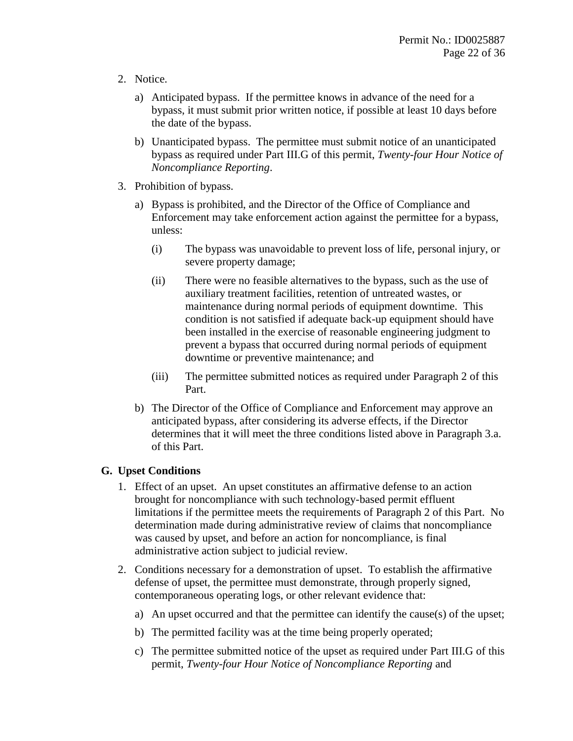2. Notice.

   a) Anticipated bypass. If the permittee knows in advance of the need for a bypass, it must submit prior written notice, if possible at least 10 days before the date of the bypass.

   b) Unanticipated bypass. The permittee must submit notice of an unanticipated bypass as required under Part III.G of this permit, *Twenty-four Hour Notice of Noncompliance Reporting*.

3. Prohibition of bypass.

   a) Bypass is prohibited, and the Director of the Office of Compliance and Enforcement may take enforcement action against the permittee for a bypass, unless:

      (i) The bypass was unavoidable to prevent loss of life, personal injury, or severe property damage;

      (ii) There were no feasible alternatives to the bypass, such as the use of auxiliary treatment facilities, retention of untreated wastes, or maintenance during normal periods of equipment downtime. This condition is not satisfied if adequate back-up equipment should have been installed in the exercise of reasonable engineering judgment to prevent a bypass that occurred during normal periods of equipment downtime or preventive maintenance; and

      (iii) The permittee submitted notices as required under Paragraph 2 of this Part.

   b) The Director of the Office of Compliance and Enforcement may approve an anticipated bypass, after considering its adverse effects, if the Director determines that it will meet the three conditions listed above in Paragraph 3.a. of this Part.

## G. Upset Conditions

1. Effect of an upset. An upset constitutes an affirmative defense to an action brought for noncompliance with such technology-based permit effluent limitations if the permittee meets the requirements of Paragraph 2 of this Part. No determination made during administrative review of claims that noncompliance was caused by upset, and before an action for noncompliance, is final administrative action subject to judicial review.

2. Conditions necessary for a demonstration of upset. To establish the affirmative defense of upset, the permittee must demonstrate, through properly signed, contemporaneous operating logs, or other relevant evidence that:

   a) An upset occurred and that the permittee can identify the cause(s) of the upset;

   b) The permitted facility was at the time being properly operated;

   c) The permittee submitted notice of the upset as required under Part III.G of this permit, *Twenty-four Hour Notice of Noncompliance Reporting* and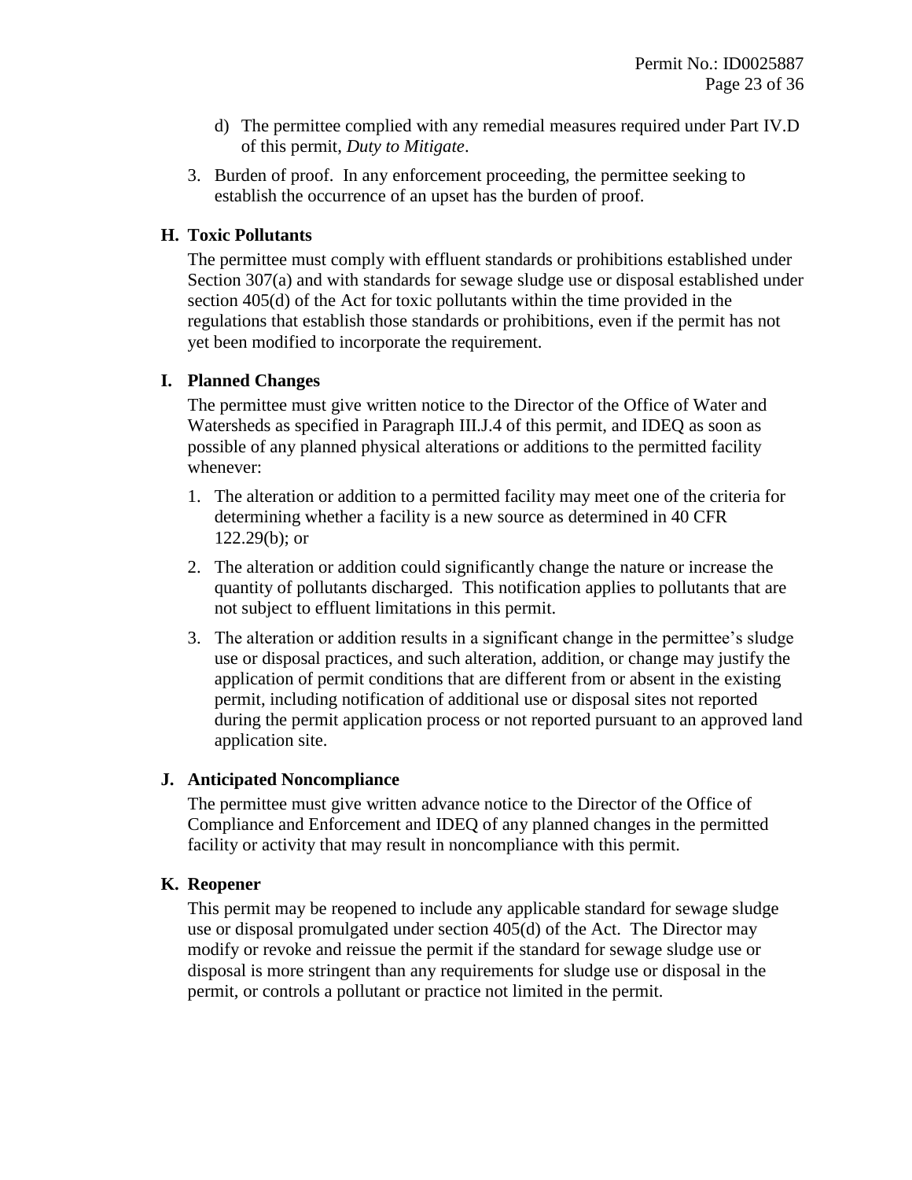d) The permittee complied with any remedial measures required under Part IV.D of this permit, *Duty to Mitigate*.

3. Burden of proof. In any enforcement proceeding, the permittee seeking to establish the occurrence of an upset has the burden of proof.

### H. Toxic Pollutants

The permittee must comply with effluent standards or prohibitions established under Section 307(a) and with standards for sewage sludge use or disposal established under section 405(d) of the Act for toxic pollutants within the time provided in the regulations that establish those standards or prohibitions, even if the permit has not yet been modified to incorporate the requirement.

### I. Planned Changes

The permittee must give written notice to the Director of the Office of Water and Watersheds as specified in Paragraph III.J.4 of this permit, and IDEQ as soon as possible of any planned physical alterations or additions to the permitted facility whenever:

1. The alteration or addition to a permitted facility may meet one of the criteria for determining whether a facility is a new source as determined in 40 CFR 122.29(b); or
2. The alteration or addition could significantly change the nature or increase the quantity of pollutants discharged. This notification applies to pollutants that are not subject to effluent limitations in this permit.
3. The alteration or addition results in a significant change in the permittee's sludge use or disposal practices, and such alteration, addition, or change may justify the application of permit conditions that are different from or absent in the existing permit, including notification of additional use or disposal sites not reported during the permit application process or not reported pursuant to an approved land application site.

### J. Anticipated Noncompliance

The permittee must give written advance notice to the Director of the Office of Compliance and Enforcement and IDEQ of any planned changes in the permitted facility or activity that may result in noncompliance with this permit.

### K. Reopener

This permit may be reopened to include any applicable standard for sewage sludge use or disposal promulgated under section 405(d) of the Act. The Director may modify or revoke and reissue the permit if the standard for sewage sludge use or disposal is more stringent than any requirements for sludge use or disposal in the permit, or controls a pollutant or practice not limited in the permit.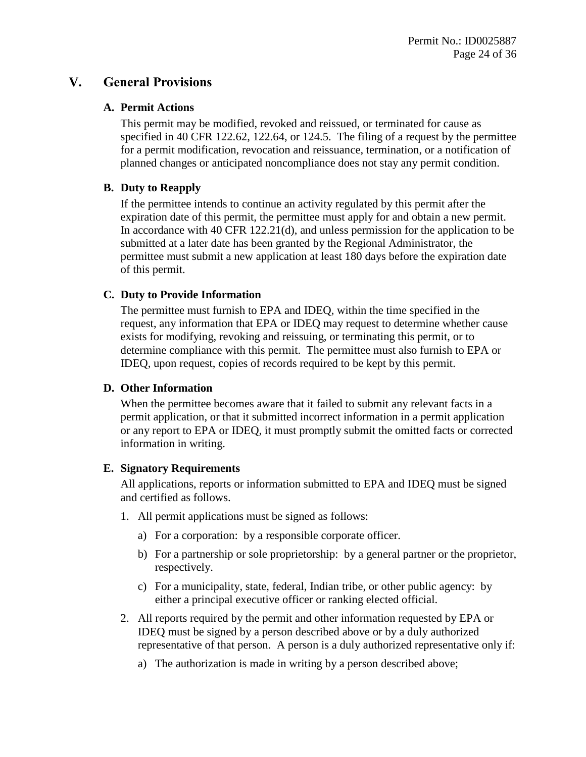# V. General Provisions

### A. Permit Actions

This permit may be modified, revoked and reissued, or terminated for cause as specified in 40 CFR 122.62, 122.64, or 124.5. The filing of a request by the permittee for a permit modification, revocation and reissuance, termination, or a notification of planned changes or anticipated noncompliance does not stay any permit condition.

### B. Duty to Reapply

If the permittee intends to continue an activity regulated by this permit after the expiration date of this permit, the permittee must apply for and obtain a new permit. In accordance with 40 CFR 122.21(d), and unless permission for the application to be submitted at a later date has been granted by the Regional Administrator, the permittee must submit a new application at least 180 days before the expiration date of this permit.

### C. Duty to Provide Information

The permittee must furnish to EPA and IDEQ, within the time specified in the request, any information that EPA or IDEQ may request to determine whether cause exists for modifying, revoking and reissuing, or terminating this permit, or to determine compliance with this permit. The permittee must also furnish to EPA or IDEQ, upon request, copies of records required to be kept by this permit.

### D. Other Information

When the permittee becomes aware that it failed to submit any relevant facts in a permit application, or that it submitted incorrect information in a permit application or any report to EPA or IDEQ, it must promptly submit the omitted facts or corrected information in writing.

### E. Signatory Requirements

All applications, reports or information submitted to EPA and IDEQ must be signed and certified as follows.

1. All permit applications must be signed as follows:
   a) For a corporation: by a responsible corporate officer.
   b) For a partnership or sole proprietorship: by a general partner or the proprietor, respectively.
   c) For a municipality, state, federal, Indian tribe, or other public agency: by either a principal executive officer or ranking elected official.
2. All reports required by the permit and other information requested by EPA or IDEQ must be signed by a person described above or by a duly authorized representative of that person. A person is a duly authorized representative only if:
   a) The authorization is made in writing by a person described above;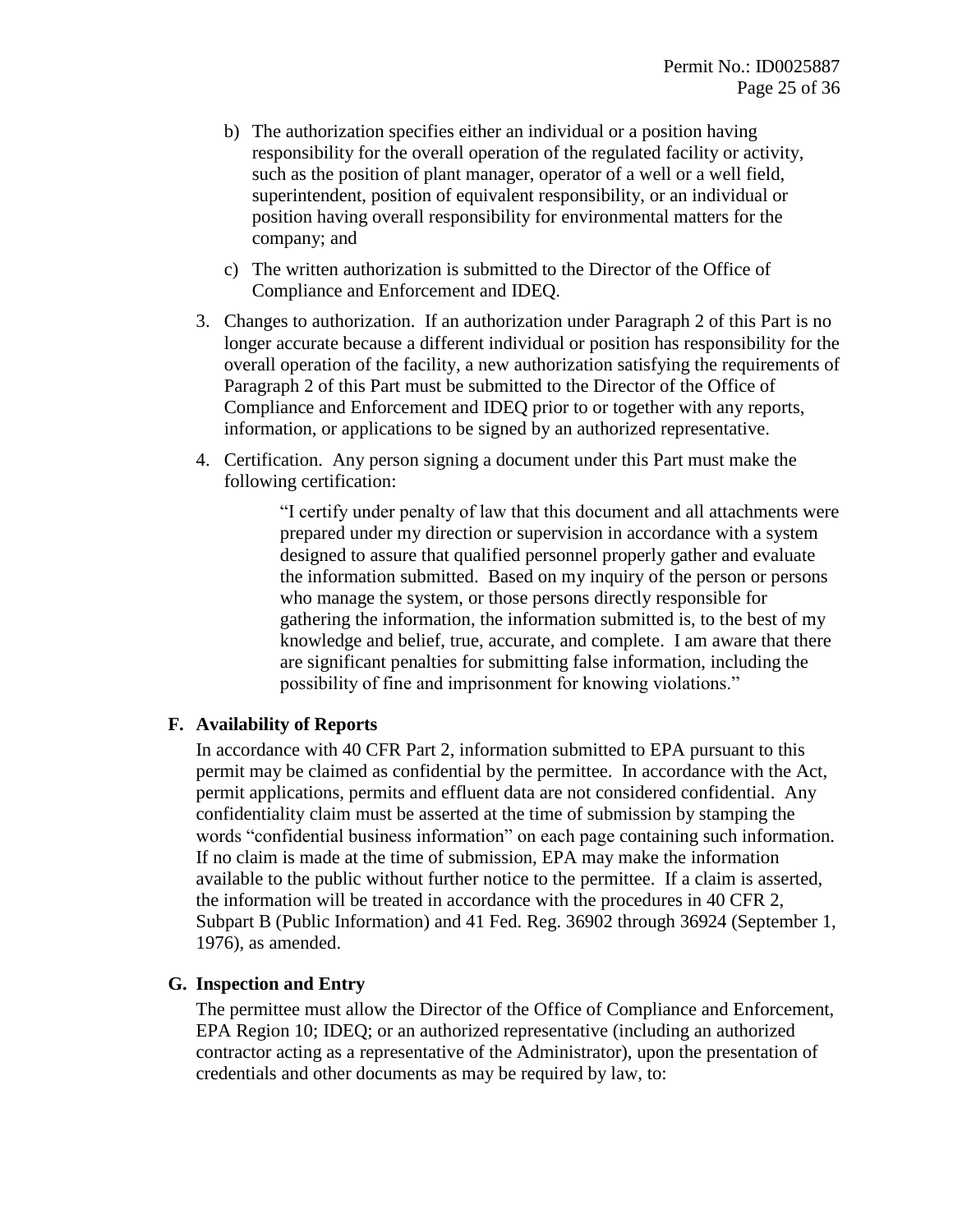b) The authorization specifies either an individual or a position having responsibility for the overall operation of the regulated facility or activity, such as the position of plant manager, operator of a well or a well field, superintendent, position of equivalent responsibility, or an individual or position having overall responsibility for environmental matters for the company; and

c) The written authorization is submitted to the Director of the Office of Compliance and Enforcement and IDEQ.

3. Changes to authorization. If an authorization under Paragraph 2 of this Part is no longer accurate because a different individual or position has responsibility for the overall operation of the facility, a new authorization satisfying the requirements of Paragraph 2 of this Part must be submitted to the Director of the Office of Compliance and Enforcement and IDEQ prior to or together with any reports, information, or applications to be signed by an authorized representative.

4. Certification. Any person signing a document under this Part must make the following certification:

   > "I certify under penalty of law that this document and all attachments were prepared under my direction or supervision in accordance with a system designed to assure that qualified personnel properly gather and evaluate the information submitted. Based on my inquiry of the person or persons who manage the system, or those persons directly responsible for gathering the information, the information submitted is, to the best of my knowledge and belief, true, accurate, and complete. I am aware that there are significant penalties for submitting false information, including the possibility of fine and imprisonment for knowing violations."

## F. Availability of Reports

In accordance with 40 CFR Part 2, information submitted to EPA pursuant to this permit may be claimed as confidential by the permittee. In accordance with the Act, permit applications, permits and effluent data are not considered confidential. Any confidentiality claim must be asserted at the time of submission by stamping the words "confidential business information" on each page containing such information. If no claim is made at the time of submission, EPA may make the information available to the public without further notice to the permittee. If a claim is asserted, the information will be treated in accordance with the procedures in 40 CFR 2, Subpart B (Public Information) and 41 Fed. Reg. 36902 through 36924 (September 1, 1976), as amended.

## G. Inspection and Entry

The permittee must allow the Director of the Office of Compliance and Enforcement, EPA Region 10; IDEQ; or an authorized representative (including an authorized contractor acting as a representative of the Administrator), upon the presentation of credentials and other documents as may be required by law, to: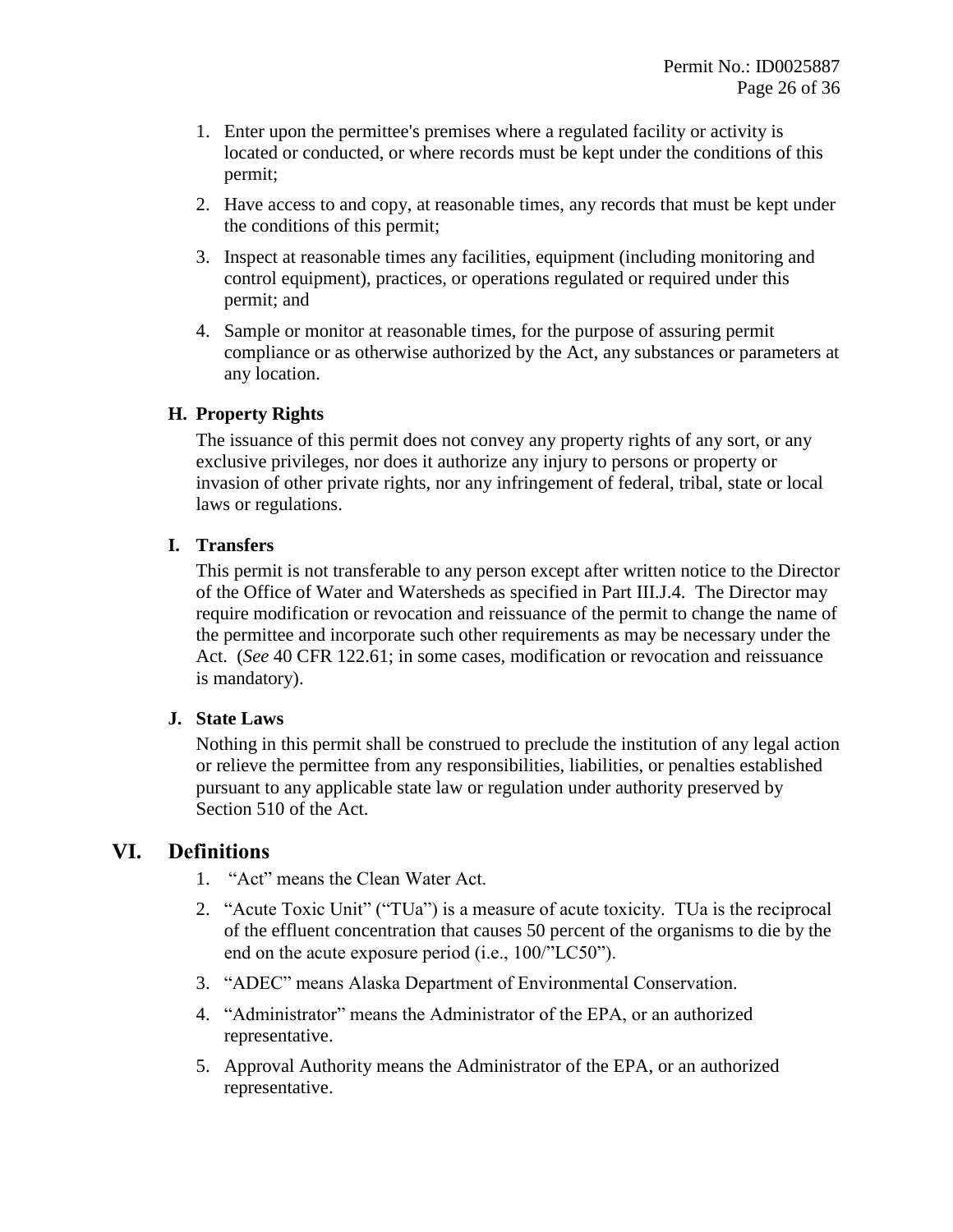1. Enter upon the permittee's premises where a regulated facility or activity is located or conducted, or where records must be kept under the conditions of this permit;
2. Have access to and copy, at reasonable times, any records that must be kept under the conditions of this permit;
3. Inspect at reasonable times any facilities, equipment (including monitoring and control equipment), practices, or operations regulated or required under this permit; and
4. Sample or monitor at reasonable times, for the purpose of assuring permit compliance or as otherwise authorized by the Act, any substances or parameters at any location.

### H. Property Rights

The issuance of this permit does not convey any property rights of any sort, or any exclusive privileges, nor does it authorize any injury to persons or property or invasion of other private rights, nor any infringement of federal, tribal, state or local laws or regulations.

### I. Transfers

This permit is not transferable to any person except after written notice to the Director of the Office of Water and Watersheds as specified in Part III.J.4. The Director may require modification or revocation and reissuance of the permit to change the name of the permittee and incorporate such other requirements as may be necessary under the Act. (*See* 40 CFR 122.61; in some cases, modification or revocation and reissuance is mandatory).

### J. State Laws

Nothing in this permit shall be construed to preclude the institution of any legal action or relieve the permittee from any responsibilities, liabilities, or penalties established pursuant to any applicable state law or regulation under authority preserved by Section 510 of the Act.

## VI. Definitions

1. "Act" means the Clean Water Act.
2. "Acute Toxic Unit" ("TUa") is a measure of acute toxicity. TUa is the reciprocal of the effluent concentration that causes 50 percent of the organisms to die by the end on the acute exposure period (i.e., 100/"LC50").
3. "ADEC" means Alaska Department of Environmental Conservation.
4. "Administrator" means the Administrator of the EPA, or an authorized representative.
5. Approval Authority means the Administrator of the EPA, or an authorized representative.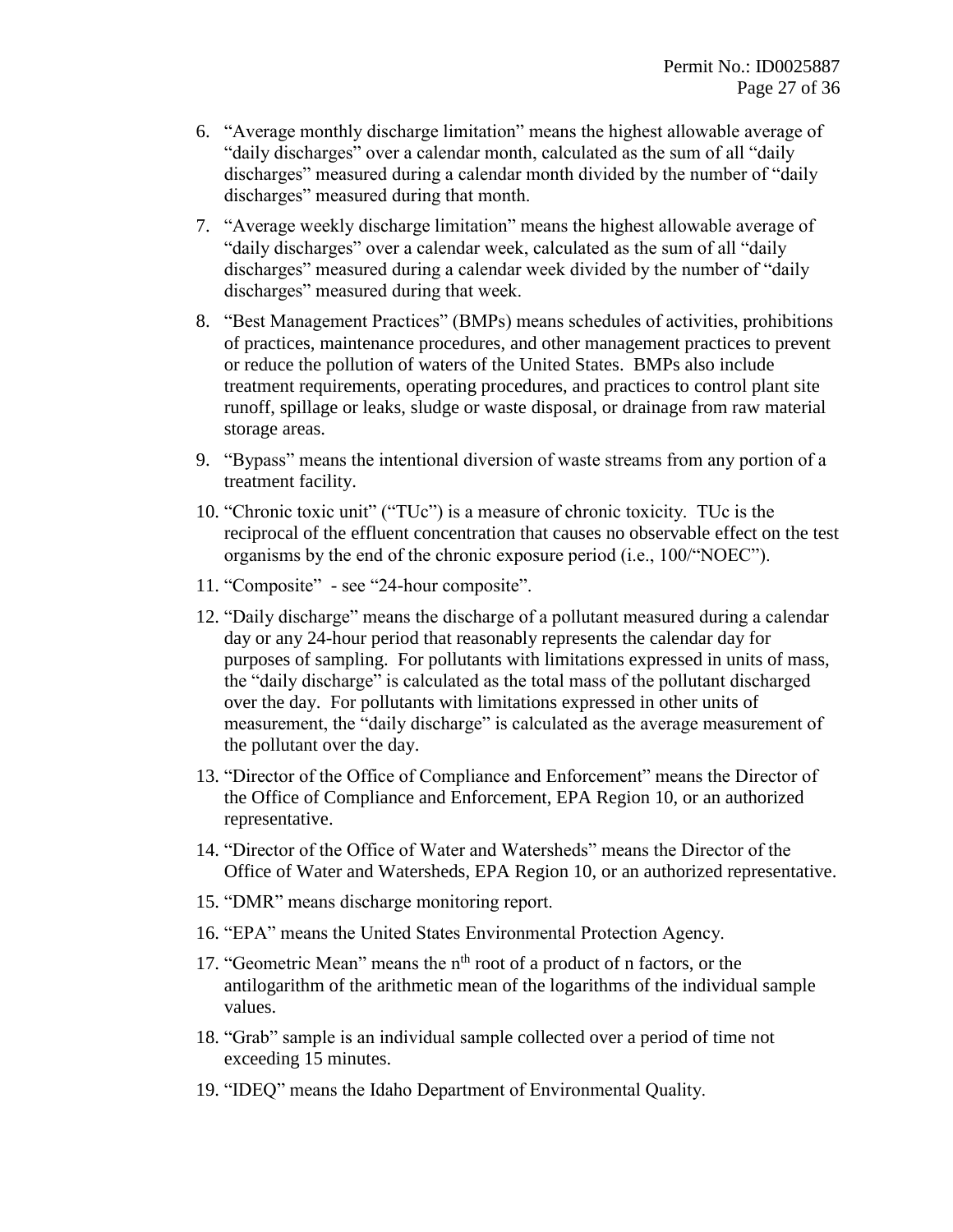6. "Average monthly discharge limitation" means the highest allowable average of "daily discharges" over a calendar month, calculated as the sum of all "daily discharges" measured during a calendar month divided by the number of "daily discharges" measured during that month.

7. "Average weekly discharge limitation" means the highest allowable average of "daily discharges" over a calendar week, calculated as the sum of all "daily discharges" measured during a calendar week divided by the number of "daily discharges" measured during that week.

8. "Best Management Practices" (BMPs) means schedules of activities, prohibitions of practices, maintenance procedures, and other management practices to prevent or reduce the pollution of waters of the United States. BMPs also include treatment requirements, operating procedures, and practices to control plant site runoff, spillage or leaks, sludge or waste disposal, or drainage from raw material storage areas.

9. "Bypass" means the intentional diversion of waste streams from any portion of a treatment facility.

10. "Chronic toxic unit" ("TUc") is a measure of chronic toxicity. TUc is the reciprocal of the effluent concentration that causes no observable effect on the test organisms by the end of the chronic exposure period (i.e., 100/"NOEC").

11. "Composite" - see "24-hour composite".

12. "Daily discharge" means the discharge of a pollutant measured during a calendar day or any 24-hour period that reasonably represents the calendar day for purposes of sampling. For pollutants with limitations expressed in units of mass, the "daily discharge" is calculated as the total mass of the pollutant discharged over the day. For pollutants with limitations expressed in other units of measurement, the "daily discharge" is calculated as the average measurement of the pollutant over the day.

13. "Director of the Office of Compliance and Enforcement" means the Director of the Office of Compliance and Enforcement, EPA Region 10, or an authorized representative.

14. "Director of the Office of Water and Watersheds" means the Director of the Office of Water and Watersheds, EPA Region 10, or an authorized representative.

15. "DMR" means discharge monitoring report.

16. "EPA" means the United States Environmental Protection Agency.

17. "Geometric Mean" means the $n^{th}$ root of a product of n factors, or the antilogarithm of the arithmetic mean of the logarithms of the individual sample values.

18. "Grab" sample is an individual sample collected over a period of time not exceeding 15 minutes.

19. "IDEQ" means the Idaho Department of Environmental Quality.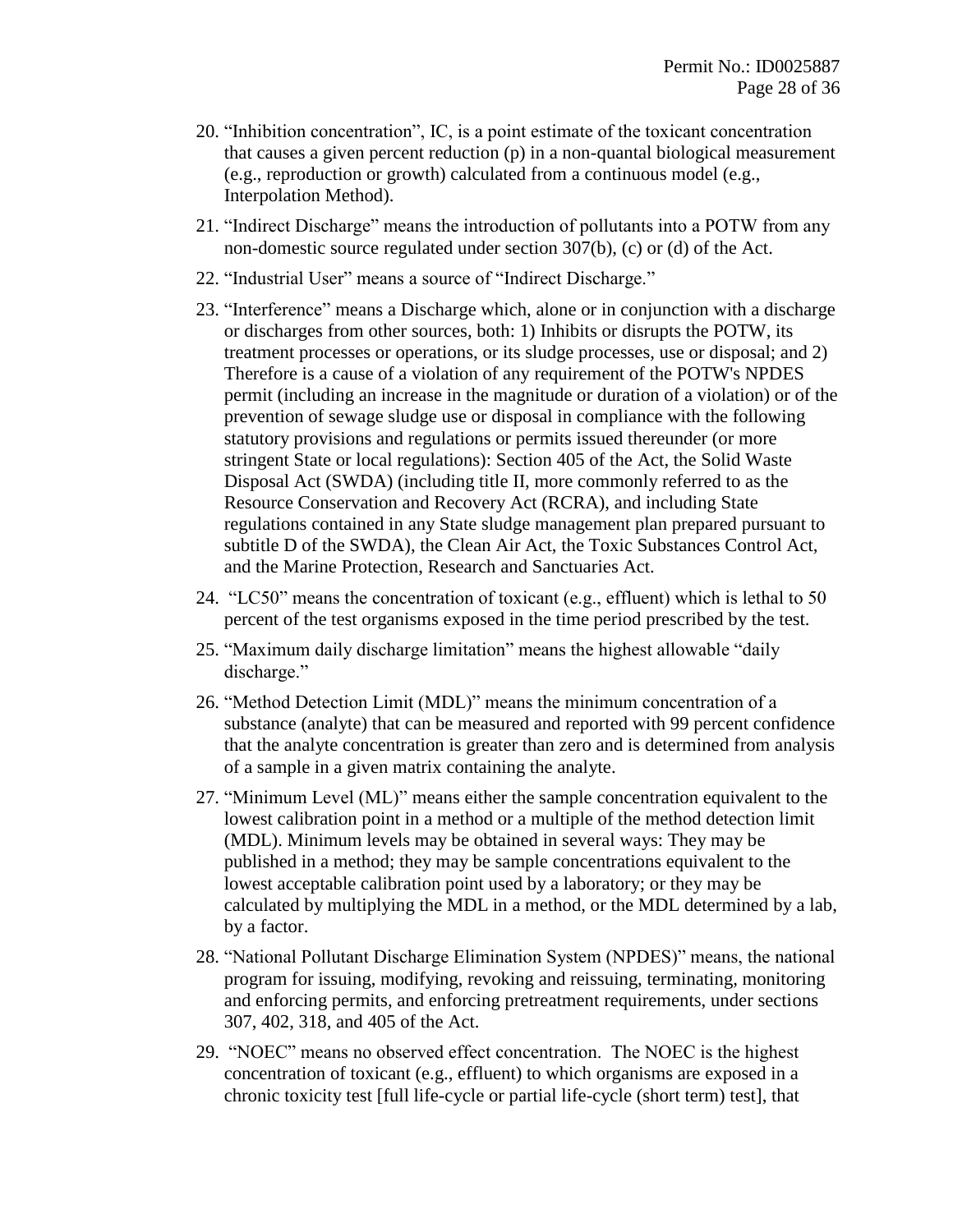20. "Inhibition concentration", IC, is a point estimate of the toxicant concentration that causes a given percent reduction (p) in a non-quantal biological measurement (e.g., reproduction or growth) calculated from a continuous model (e.g., Interpolation Method).

21. "Indirect Discharge" means the introduction of pollutants into a POTW from any non-domestic source regulated under section 307(b), (c) or (d) of the Act.

22. "Industrial User" means a source of "Indirect Discharge."

23. "Interference" means a Discharge which, alone or in conjunction with a discharge or discharges from other sources, both: 1) Inhibits or disrupts the POTW, its treatment processes or operations, or its sludge processes, use or disposal; and 2) Therefore is a cause of a violation of any requirement of the POTW's NPDES permit (including an increase in the magnitude or duration of a violation) or of the prevention of sewage sludge use or disposal in compliance with the following statutory provisions and regulations or permits issued thereunder (or more stringent State or local regulations): Section 405 of the Act, the Solid Waste Disposal Act (SWDA) (including title II, more commonly referred to as the Resource Conservation and Recovery Act (RCRA), and including State regulations contained in any State sludge management plan prepared pursuant to subtitle D of the SWDA), the Clean Air Act, the Toxic Substances Control Act, and the Marine Protection, Research and Sanctuaries Act.

24. "LC50" means the concentration of toxicant (e.g., effluent) which is lethal to 50 percent of the test organisms exposed in the time period prescribed by the test.

25. "Maximum daily discharge limitation" means the highest allowable "daily discharge."

26. "Method Detection Limit (MDL)" means the minimum concentration of a substance (analyte) that can be measured and reported with 99 percent confidence that the analyte concentration is greater than zero and is determined from analysis of a sample in a given matrix containing the analyte.

27. "Minimum Level (ML)" means either the sample concentration equivalent to the lowest calibration point in a method or a multiple of the method detection limit (MDL). Minimum levels may be obtained in several ways: They may be published in a method; they may be sample concentrations equivalent to the lowest acceptable calibration point used by a laboratory; or they may be calculated by multiplying the MDL in a method, or the MDL determined by a lab, by a factor.

28. "National Pollutant Discharge Elimination System (NPDES)" means, the national program for issuing, modifying, revoking and reissuing, terminating, monitoring and enforcing permits, and enforcing pretreatment requirements, under sections 307, 402, 318, and 405 of the Act.

29. "NOEC" means no observed effect concentration. The NOEC is the highest concentration of toxicant (e.g., effluent) to which organisms are exposed in a chronic toxicity test [full life-cycle or partial life-cycle (short term) test], that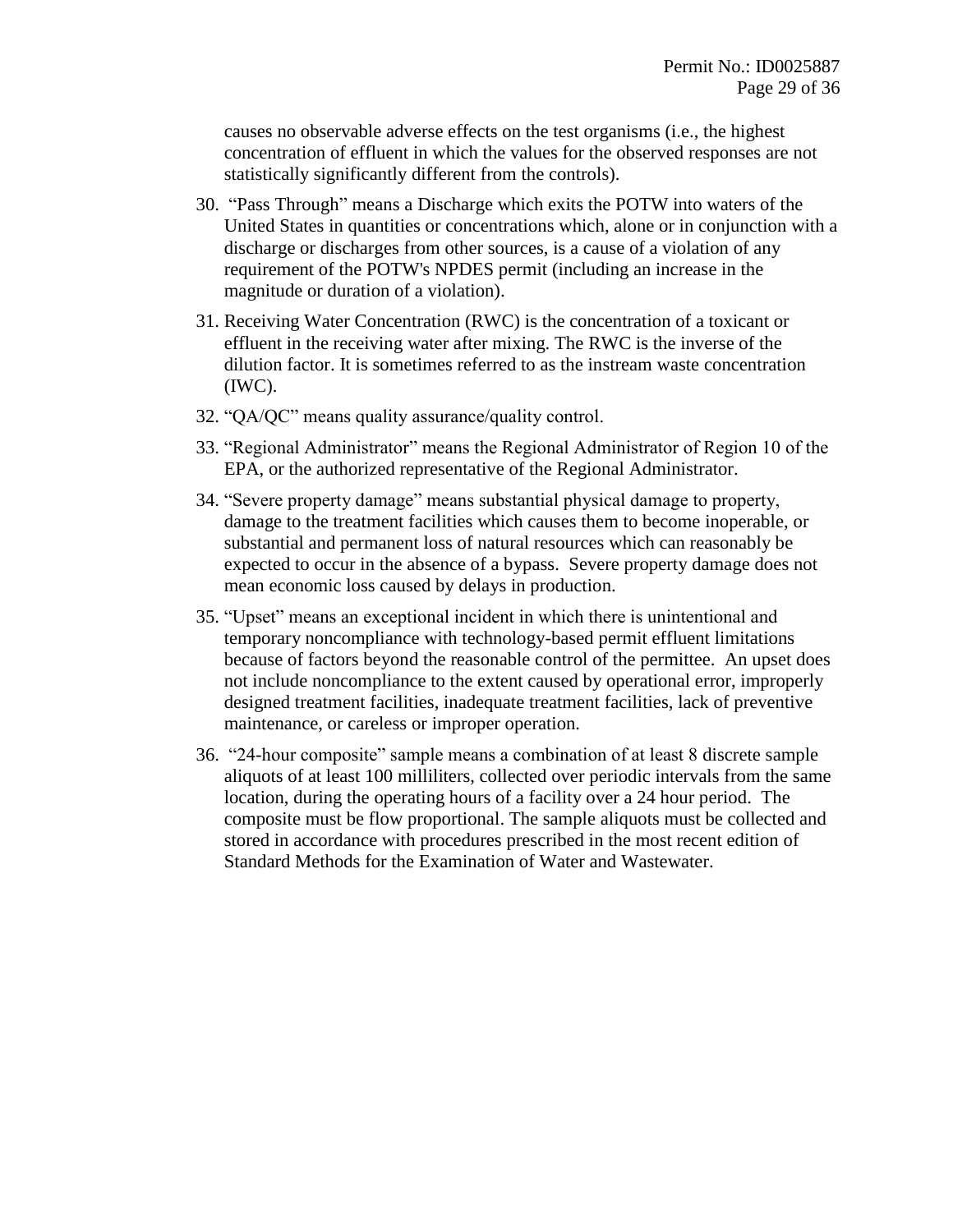causes no observable adverse effects on the test organisms (i.e., the highest concentration of effluent in which the values for the observed responses are not statistically significantly different from the controls).

30. "Pass Through" means a Discharge which exits the POTW into waters of the United States in quantities or concentrations which, alone or in conjunction with a discharge or discharges from other sources, is a cause of a violation of any requirement of the POTW's NPDES permit (including an increase in the magnitude or duration of a violation).
31. Receiving Water Concentration (RWC) is the concentration of a toxicant or effluent in the receiving water after mixing. The RWC is the inverse of the dilution factor. It is sometimes referred to as the instream waste concentration (IWC).
32. "QA/QC" means quality assurance/quality control.
33. "Regional Administrator" means the Regional Administrator of Region 10 of the EPA, or the authorized representative of the Regional Administrator.
34. "Severe property damage" means substantial physical damage to property, damage to the treatment facilities which causes them to become inoperable, or substantial and permanent loss of natural resources which can reasonably be expected to occur in the absence of a bypass. Severe property damage does not mean economic loss caused by delays in production.
35. "Upset" means an exceptional incident in which there is unintentional and temporary noncompliance with technology-based permit effluent limitations because of factors beyond the reasonable control of the permittee. An upset does not include noncompliance to the extent caused by operational error, improperly designed treatment facilities, inadequate treatment facilities, lack of preventive maintenance, or careless or improper operation.
36. "24-hour composite" sample means a combination of at least 8 discrete sample aliquots of at least 100 milliliters, collected over periodic intervals from the same location, during the operating hours of a facility over a 24 hour period. The composite must be flow proportional. The sample aliquots must be collected and stored in accordance with procedures prescribed in the most recent edition of Standard Methods for the Examination of Water and Wastewater.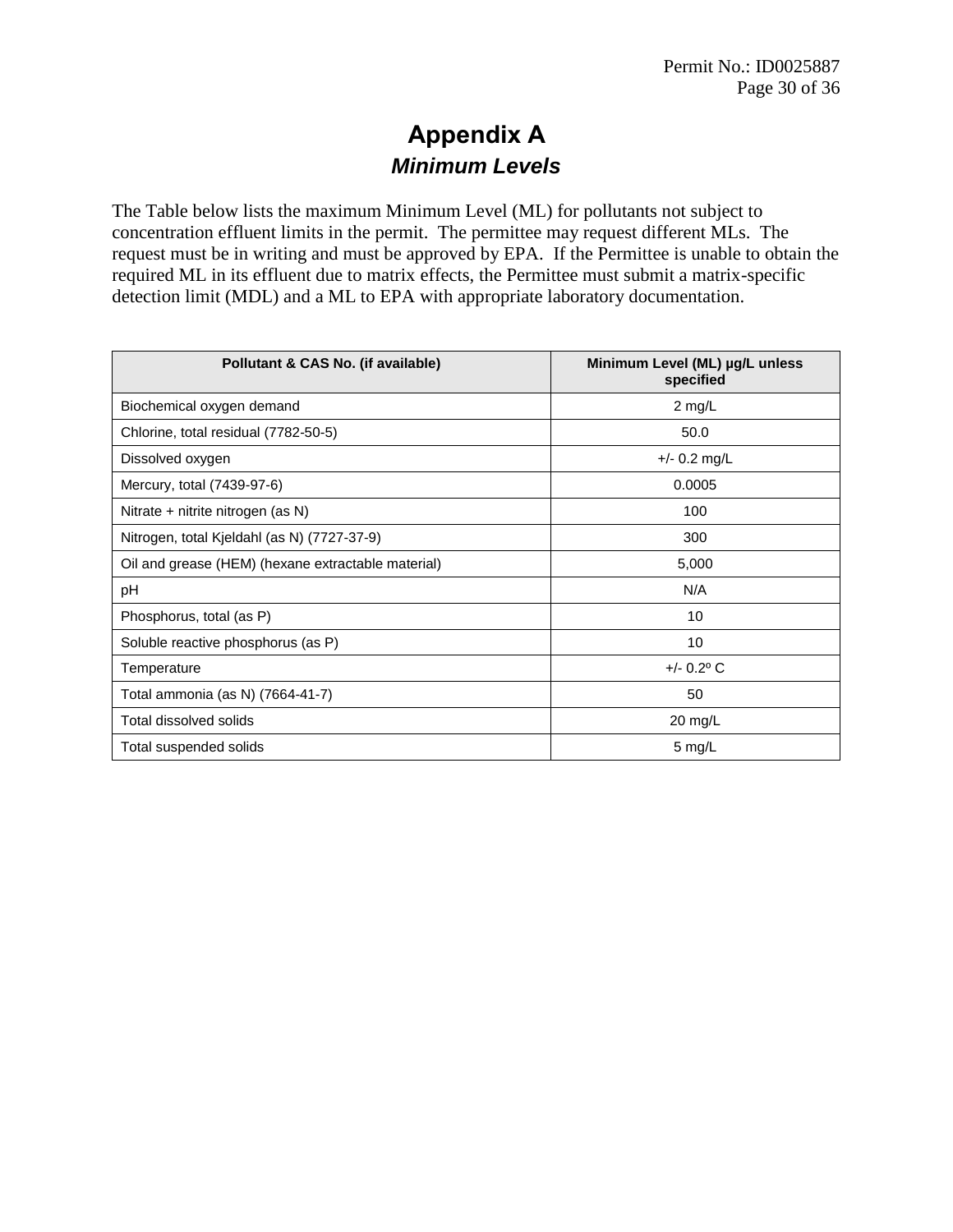# Appendix A

## *Minimum Levels*

The Table below lists the maximum Minimum Level (ML) for pollutants not subject to concentration effluent limits in the permit. The permittee may request different MLs. The request must be in writing and must be approved by EPA. If the Permittee is unable to obtain the required ML in its effluent due to matrix effects, the Permittee must submit a matrix-specific detection limit (MDL) and a ML to EPA with appropriate laboratory documentation.

| Pollutant & CAS No. (if available) | Minimum Level (ML) µg/L unless specified |
|---|---|
| Biochemical oxygen demand | 2 mg/L |
| Chlorine, total residual (7782-50-5) | 50.0 |
| Dissolved oxygen | +/- 0.2 mg/L |
| Mercury, total (7439-97-6) | 0.0005 |
| Nitrate + nitrite nitrogen (as N) | 100 |
| Nitrogen, total Kjeldahl (as N) (7727-37-9) | 300 |
| Oil and grease (HEM) (hexane extractable material) | 5,000 |
| pH | N/A |
| Phosphorus, total (as P) | 10 |
| Soluble reactive phosphorus (as P) | 10 |
| Temperature | +/- 0.2º C |
| Total ammonia (as N) (7664-41-7) | 50 |
| Total dissolved solids | 20 mg/L |
| Total suspended solids | 5 mg/L |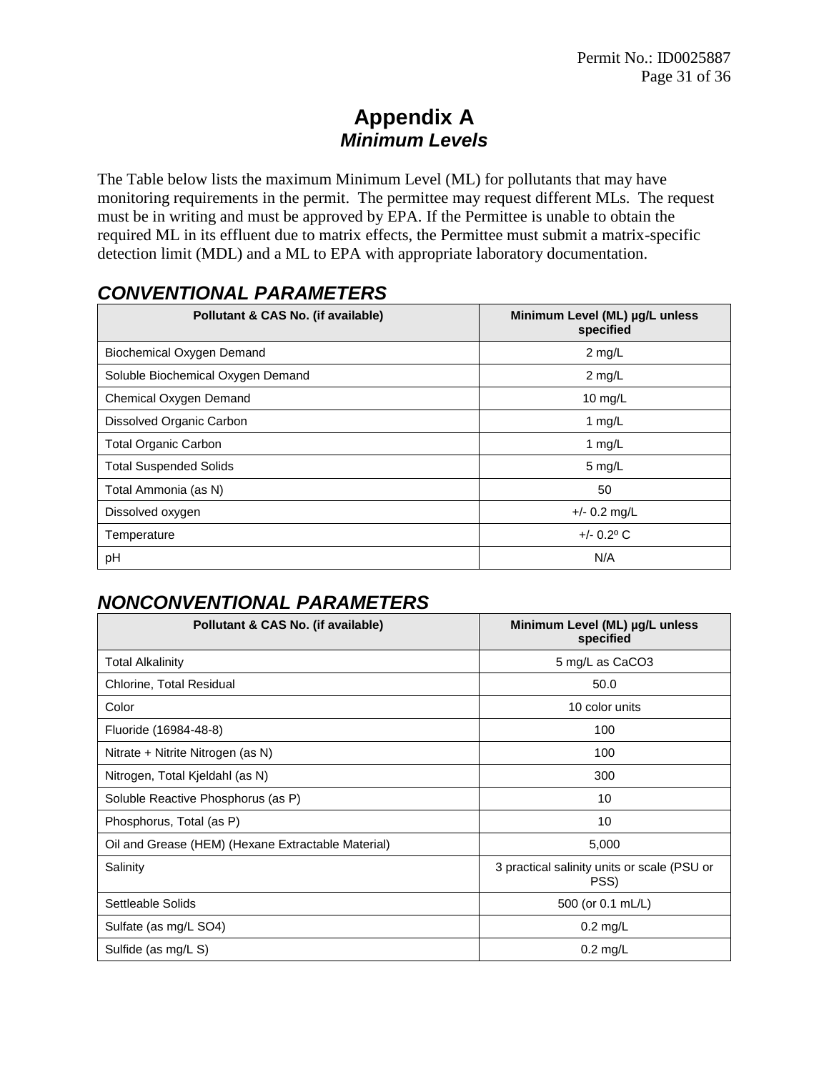# Appendix A
## *Minimum Levels*

The Table below lists the maximum Minimum Level (ML) for pollutants that may have monitoring requirements in the permit. The permittee may request different MLs. The request must be in writing and must be approved by EPA. If the Permittee is unable to obtain the required ML in its effluent due to matrix effects, the Permittee must submit a matrix-specific detection limit (MDL) and a ML to EPA with appropriate laboratory documentation.

### *CONVENTIONAL PARAMETERS*

| Pollutant & CAS No. (if available) | Minimum Level (ML) µg/L unless specified |
|---|---|
| Biochemical Oxygen Demand | 2 mg/L |
| Soluble Biochemical Oxygen Demand | 2 mg/L |
| Chemical Oxygen Demand | 10 mg/L |
| Dissolved Organic Carbon | 1 mg/L |
| Total Organic Carbon | 1 mg/L |
| Total Suspended Solids | 5 mg/L |
| Total Ammonia (as N) | 50 |
| Dissolved oxygen | +/- 0.2 mg/L |
| Temperature | +/- 0.2º C |
| pH | N/A |

### *NONCONVENTIONAL PARAMETERS*

| Pollutant & CAS No. (if available) | Minimum Level (ML) µg/L unless specified |
|---|---|
| Total Alkalinity | 5 mg/L as $CaCO_3$ |
| Chlorine, Total Residual | 50.0 |
| Color | 10 color units |
| Fluoride (16984-48-8) | 100 |
| Nitrate + Nitrite Nitrogen (as N) | 100 |
| Nitrogen, Total Kjeldahl (as N) | 300 |
| Soluble Reactive Phosphorus (as P) | 10 |
| Phosphorus, Total (as P) | 10 |
| Oil and Grease (HEM) (Hexane Extractable Material) | 5,000 |
| Salinity | 3 practical salinity units or scale (PSU or PSS) |
| Settleable Solids | 500 (or 0.1 mL/L) |
| Sulfate (as mg/L $SO_4$) | 0.2 mg/L |
| Sulfide (as mg/L S) | 0.2 mg/L |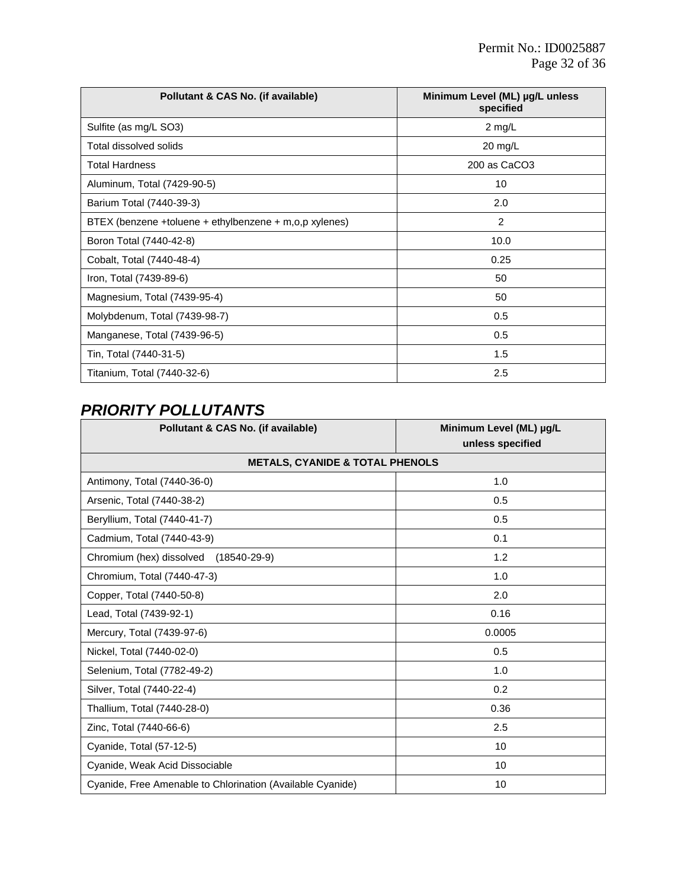| Pollutant & CAS No. (if available) | Minimum Level (ML) µg/L unless specified |
|---|---|
| Sulfite (as mg/L SO3) | 2 mg/L |
| Total dissolved solids | 20 mg/L |
| Total Hardness | 200 as CaCO3 |
| Aluminum, Total (7429-90-5) | 10 |
| Barium Total (7440-39-3) | 2.0 |
| BTEX (benzene +toluene + ethylbenzene + m,o,p xylenes) | 2 |
| Boron Total (7440-42-8) | 10.0 |
| Cobalt, Total (7440-48-4) | 0.25 |
| Iron, Total (7439-89-6) | 50 |
| Magnesium, Total (7439-95-4) | 50 |
| Molybdenum, Total (7439-98-7) | 0.5 |
| Manganese, Total (7439-96-5) | 0.5 |
| Tin, Total (7440-31-5) | 1.5 |
| Titanium, Total (7440-32-6) | 2.5 |

## *PRIORITY POLLUTANTS*

| Pollutant & CAS No. (if available) | Minimum Level (ML) µg/L unless specified |
|---|---|
| **METALS, CYANIDE & TOTAL PHENOLS** | |
| Antimony, Total (7440-36-0) | 1.0 |
| Arsenic, Total (7440-38-2) | 0.5 |
| Beryllium, Total (7440-41-7) | 0.5 |
| Cadmium, Total (7440-43-9) | 0.1 |
| Chromium (hex) dissolved (18540-29-9) | 1.2 |
| Chromium, Total (7440-47-3) | 1.0 |
| Copper, Total (7440-50-8) | 2.0 |
| Lead, Total (7439-92-1) | 0.16 |
| Mercury, Total (7439-97-6) | 0.0005 |
| Nickel, Total (7440-02-0) | 0.5 |
| Selenium, Total (7782-49-2) | 1.0 |
| Silver, Total (7440-22-4) | 0.2 |
| Thallium, Total (7440-28-0) | 0.36 |
| Zinc, Total (7440-66-6) | 2.5 |
| Cyanide, Total (57-12-5) | 10 |
| Cyanide, Weak Acid Dissociable | 10 |
| Cyanide, Free Amenable to Chlorination (Available Cyanide) | 10 |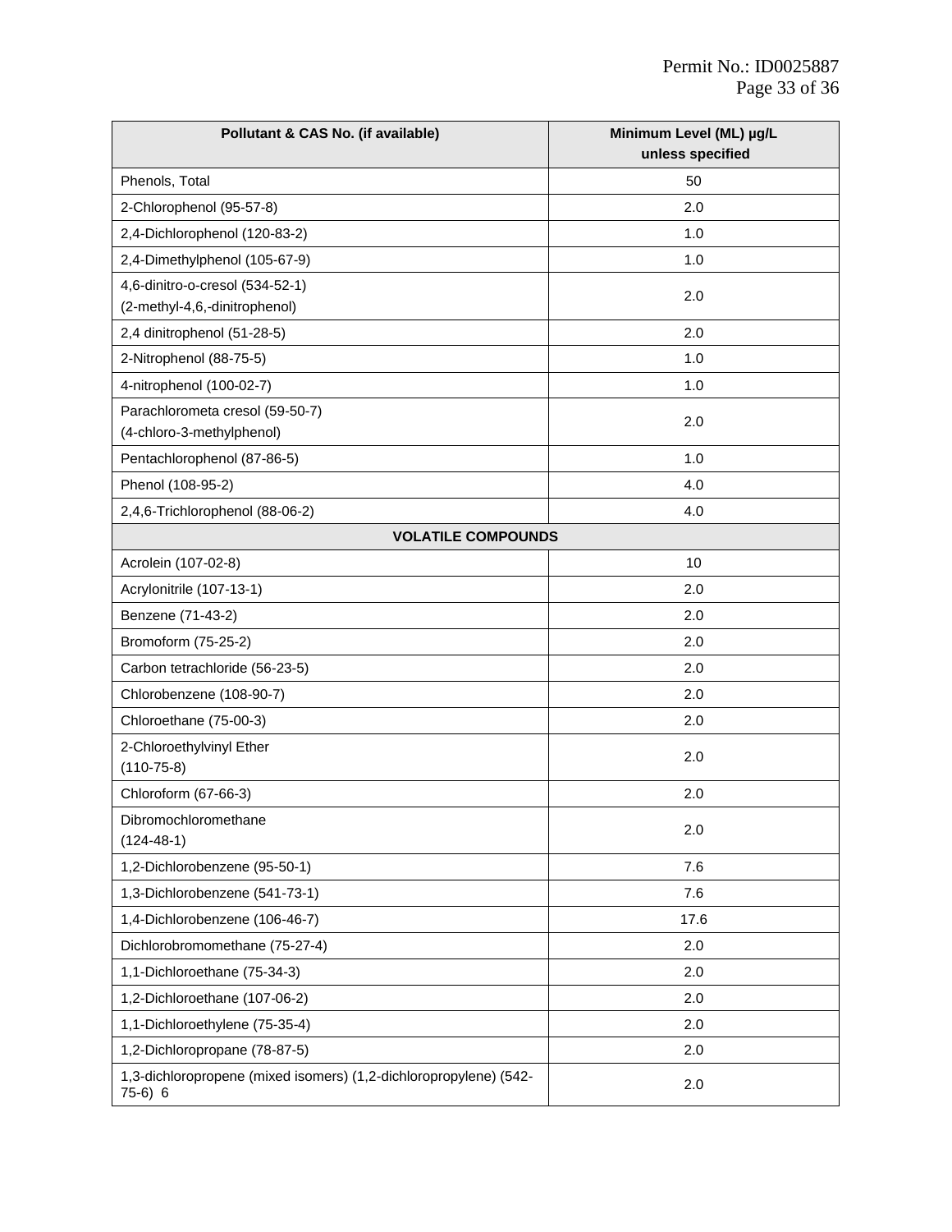| Pollutant & CAS No. (if available) | Minimum Level (ML) µg/L unless specified |
|---|---|
| Phenols, Total | 50 |
| 2-Chlorophenol (95-57-8) | 2.0 |
| 2,4-Dichlorophenol (120-83-2) | 1.0 |
| 2,4-Dimethylphenol (105-67-9) | 1.0 |
| 4,6-dinitro-o-cresol (534-52-1) (2-methyl-4,6,-dinitrophenol) | 2.0 |
| 2,4 dinitrophenol (51-28-5) | 2.0 |
| 2-Nitrophenol (88-75-5) | 1.0 |
| 4-nitrophenol (100-02-7) | 1.0 |
| Parachlorometa cresol (59-50-7) (4-chloro-3-methylphenol) | 2.0 |
| Pentachlorophenol (87-86-5) | 1.0 |
| Phenol (108-95-2) | 4.0 |
| 2,4,6-Trichlorophenol (88-06-2) | 4.0 |
| **VOLATILE COMPOUNDS** | |
| Acrolein (107-02-8) | 10 |
| Acrylonitrile (107-13-1) | 2.0 |
| Benzene (71-43-2) | 2.0 |
| Bromoform (75-25-2) | 2.0 |
| Carbon tetrachloride (56-23-5) | 2.0 |
| Chlorobenzene (108-90-7) | 2.0 |
| Chloroethane (75-00-3) | 2.0 |
| 2-Chloroethylvinyl Ether (110-75-8) | 2.0 |
| Chloroform (67-66-3) | 2.0 |
| Dibromochloromethane (124-48-1) | 2.0 |
| 1,2-Dichlorobenzene (95-50-1) | 7.6 |
| 1,3-Dichlorobenzene (541-73-1) | 7.6 |
| 1,4-Dichlorobenzene (106-46-7) | 17.6 |
| Dichlorobromomethane (75-27-4) | 2.0 |
| 1,1-Dichloroethane (75-34-3) | 2.0 |
| 1,2-Dichloroethane (107-06-2) | 2.0 |
| 1,1-Dichloroethylene (75-35-4) | 2.0 |
| 1,2-Dichloropropane (78-87-5) | 2.0 |
| 1,3-dichloropropene (mixed isomers) (1,2-dichloropropylene) (542-75-6) 6 | 2.0 |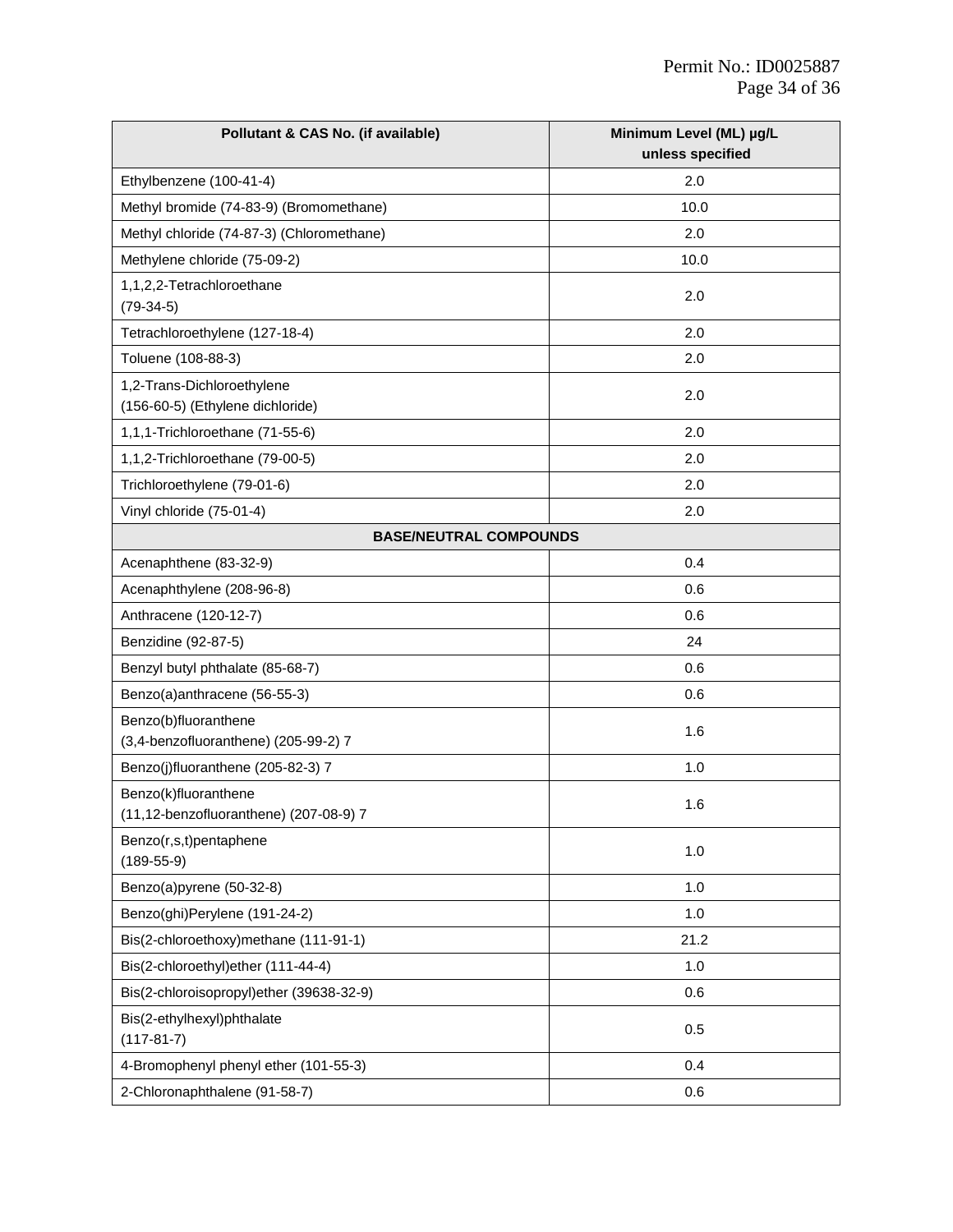| Pollutant & CAS No. (if available) | Minimum Level (ML) µg/L unless specified |
|---|---|
| Ethylbenzene (100-41-4) | 2.0 |
| Methyl bromide (74-83-9) (Bromomethane) | 10.0 |
| Methyl chloride (74-87-3) (Chloromethane) | 2.0 |
| Methylene chloride (75-09-2) | 10.0 |
| 1,1,2,2-Tetrachloroethane (79-34-5) | 2.0 |
| Tetrachloroethylene (127-18-4) | 2.0 |
| Toluene (108-88-3) | 2.0 |
| 1,2-Trans-Dichloroethylene (156-60-5) (Ethylene dichloride) | 2.0 |
| 1,1,1-Trichloroethane (71-55-6) | 2.0 |
| 1,1,2-Trichloroethane (79-00-5) | 2.0 |
| Trichloroethylene (79-01-6) | 2.0 |
| Vinyl chloride (75-01-4) | 2.0 |
| **BASE/NEUTRAL COMPOUNDS** | |
| Acenaphthene (83-32-9) | 0.4 |
| Acenaphthylene (208-96-8) | 0.6 |
| Anthracene (120-12-7) | 0.6 |
| Benzidine (92-87-5) | 24 |
| Benzyl butyl phthalate (85-68-7) | 0.6 |
| Benzo(a)anthracene (56-55-3) | 0.6 |
| Benzo(b)fluoranthene (3,4-benzofluoranthene) (205-99-2) 7 | 1.6 |
| Benzo(j)fluoranthene (205-82-3) 7 | 1.0 |
| Benzo(k)fluoranthene (11,12-benzofluoranthene) (207-08-9) 7 | 1.6 |
| Benzo(r,s,t)pentaphene (189-55-9) | 1.0 |
| Benzo(a)pyrene (50-32-8) | 1.0 |
| Benzo(ghi)Perylene (191-24-2) | 1.0 |
| Bis(2-chloroethoxy)methane (111-91-1) | 21.2 |
| Bis(2-chloroethyl)ether (111-44-4) | 1.0 |
| Bis(2-chloroisopropyl)ether (39638-32-9) | 0.6 |
| Bis(2-ethylhexyl)phthalate (117-81-7) | 0.5 |
| 4-Bromophenyl phenyl ether (101-55-3) | 0.4 |
| 2-Chloronaphthalene (91-58-7) | 0.6 |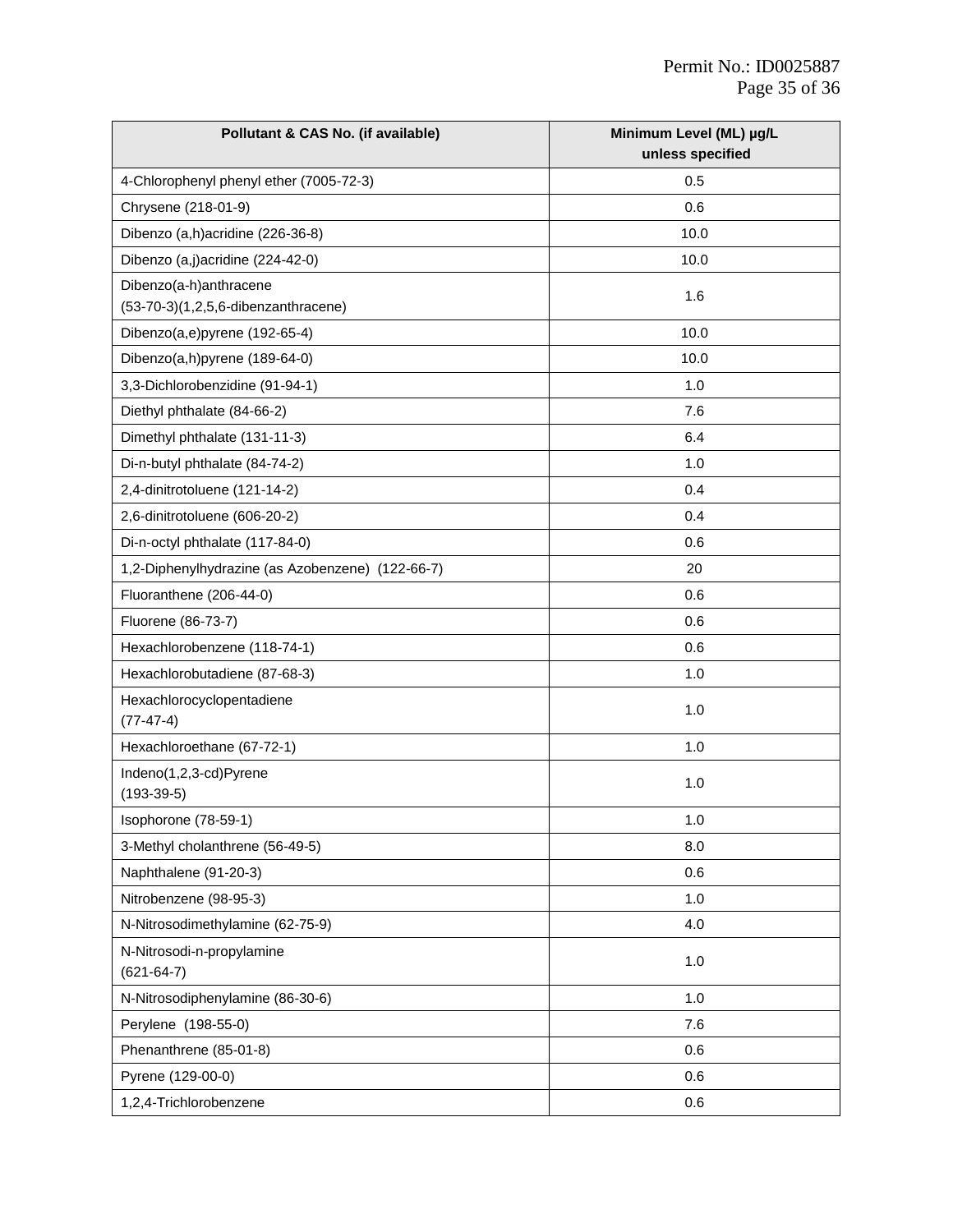| Pollutant & CAS No. (if available) | Minimum Level (ML) µg/L unless specified |
|---|---|
| 4-Chlorophenyl phenyl ether (7005-72-3) | 0.5 |
| Chrysene (218-01-9) | 0.6 |
| Dibenzo (a,h)acridine (226-36-8) | 10.0 |
| Dibenzo (a,j)acridine (224-42-0) | 10.0 |
| Dibenzo(a-h)anthracene (53-70-3)(1,2,5,6-dibenzanthracene) | 1.6 |
| Dibenzo(a,e)pyrene (192-65-4) | 10.0 |
| Dibenzo(a,h)pyrene (189-64-0) | 10.0 |
| 3,3-Dichlorobenzidine (91-94-1) | 1.0 |
| Diethyl phthalate (84-66-2) | 7.6 |
| Dimethyl phthalate (131-11-3) | 6.4 |
| Di-n-butyl phthalate (84-74-2) | 1.0 |
| 2,4-dinitrotoluene (121-14-2) | 0.4 |
| 2,6-dinitrotoluene (606-20-2) | 0.4 |
| Di-n-octyl phthalate (117-84-0) | 0.6 |
| 1,2-Diphenylhydrazine (as Azobenzene) (122-66-7) | 20 |
| Fluoranthene (206-44-0) | 0.6 |
| Fluorene (86-73-7) | 0.6 |
| Hexachlorobenzene (118-74-1) | 0.6 |
| Hexachlorobutadiene (87-68-3) | 1.0 |
| Hexachlorocyclopentadiene (77-47-4) | 1.0 |
| Hexachloroethane (67-72-1) | 1.0 |
| Indeno(1,2,3-cd)Pyrene (193-39-5) | 1.0 |
| Isophorone (78-59-1) | 1.0 |
| 3-Methyl cholanthrene (56-49-5) | 8.0 |
| Naphthalene (91-20-3) | 0.6 |
| Nitrobenzene (98-95-3) | 1.0 |
| N-Nitrosodimethylamine (62-75-9) | 4.0 |
| N-Nitrosodi-n-propylamine (621-64-7) | 1.0 |
| N-Nitrosodiphenylamine (86-30-6) | 1.0 |
| Perylene (198-55-0) | 7.6 |
| Phenanthrene (85-01-8) | 0.6 |
| Pyrene (129-00-0) | 0.6 |
| 1,2,4-Trichlorobenzene | 0.6 |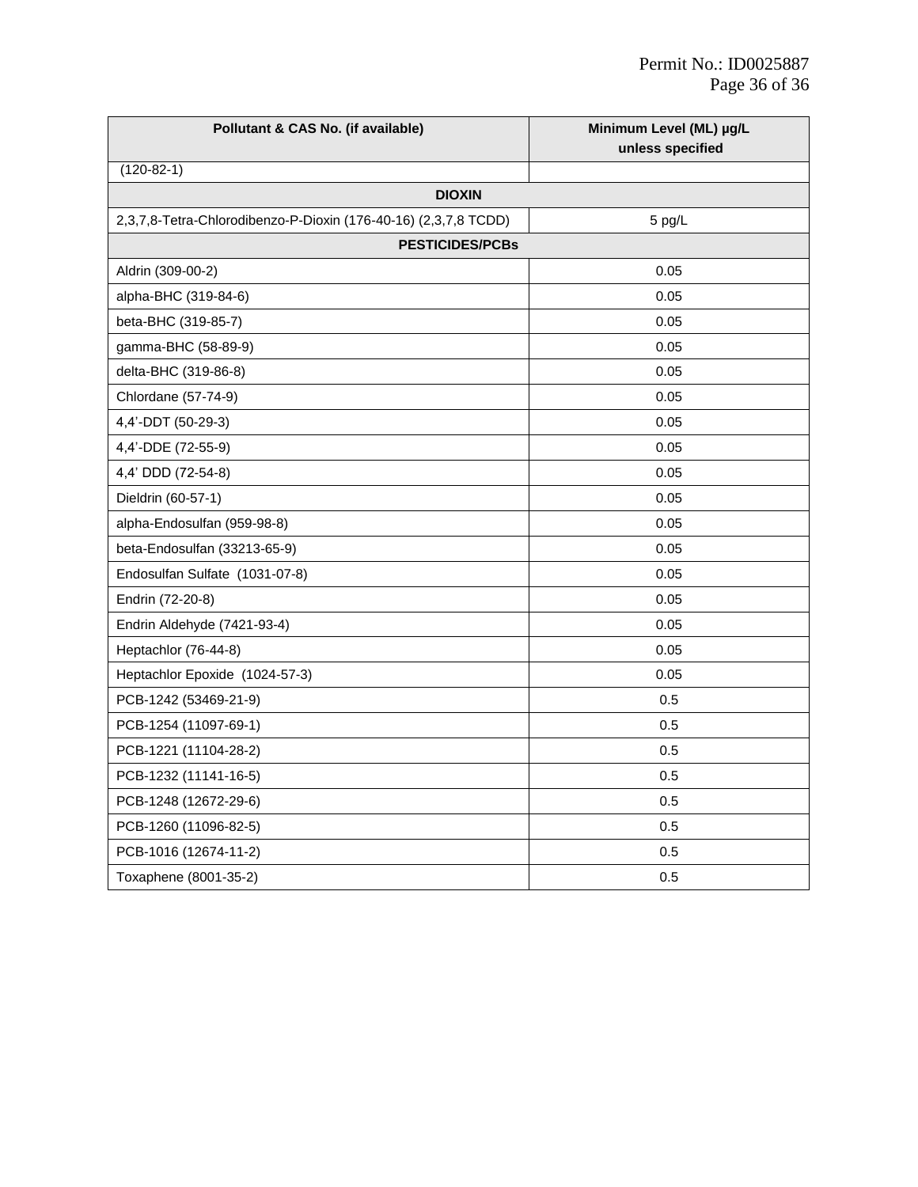| Pollutant & CAS No. (if available) | Minimum Level (ML) µg/L unless specified |
|---|---|
| (120-82-1) | |
| **DIOXIN** | |
| 2,3,7,8-Tetra-Chlorodibenzo-P-Dioxin (176-40-16) (2,3,7,8 TCDD) | 5 pg/L |
| **PESTICIDES/PCBs** | |
| Aldrin (309-00-2) | 0.05 |
| alpha-BHC (319-84-6) | 0.05 |
| beta-BHC (319-85-7) | 0.05 |
| gamma-BHC (58-89-9) | 0.05 |
| delta-BHC (319-86-8) | 0.05 |
| Chlordane (57-74-9) | 0.05 |
| 4,4'-DDT (50-29-3) | 0.05 |
| 4,4'-DDE (72-55-9) | 0.05 |
| 4,4' DDD (72-54-8) | 0.05 |
| Dieldrin (60-57-1) | 0.05 |
| alpha-Endosulfan (959-98-8) | 0.05 |
| beta-Endosulfan (33213-65-9) | 0.05 |
| Endosulfan Sulfate (1031-07-8) | 0.05 |
| Endrin (72-20-8) | 0.05 |
| Endrin Aldehyde (7421-93-4) | 0.05 |
| Heptachlor (76-44-8) | 0.05 |
| Heptachlor Epoxide (1024-57-3) | 0.05 |
| PCB-1242 (53469-21-9) | 0.5 |
| PCB-1254 (11097-69-1) | 0.5 |
| PCB-1221 (11104-28-2) | 0.5 |
| PCB-1232 (11141-16-5) | 0.5 |
| PCB-1248 (12672-29-6) | 0.5 |
| PCB-1260 (11096-82-5) | 0.5 |
| PCB-1016 (12674-11-2) | 0.5 |
| Toxaphene (8001-35-2) | 0.5 |